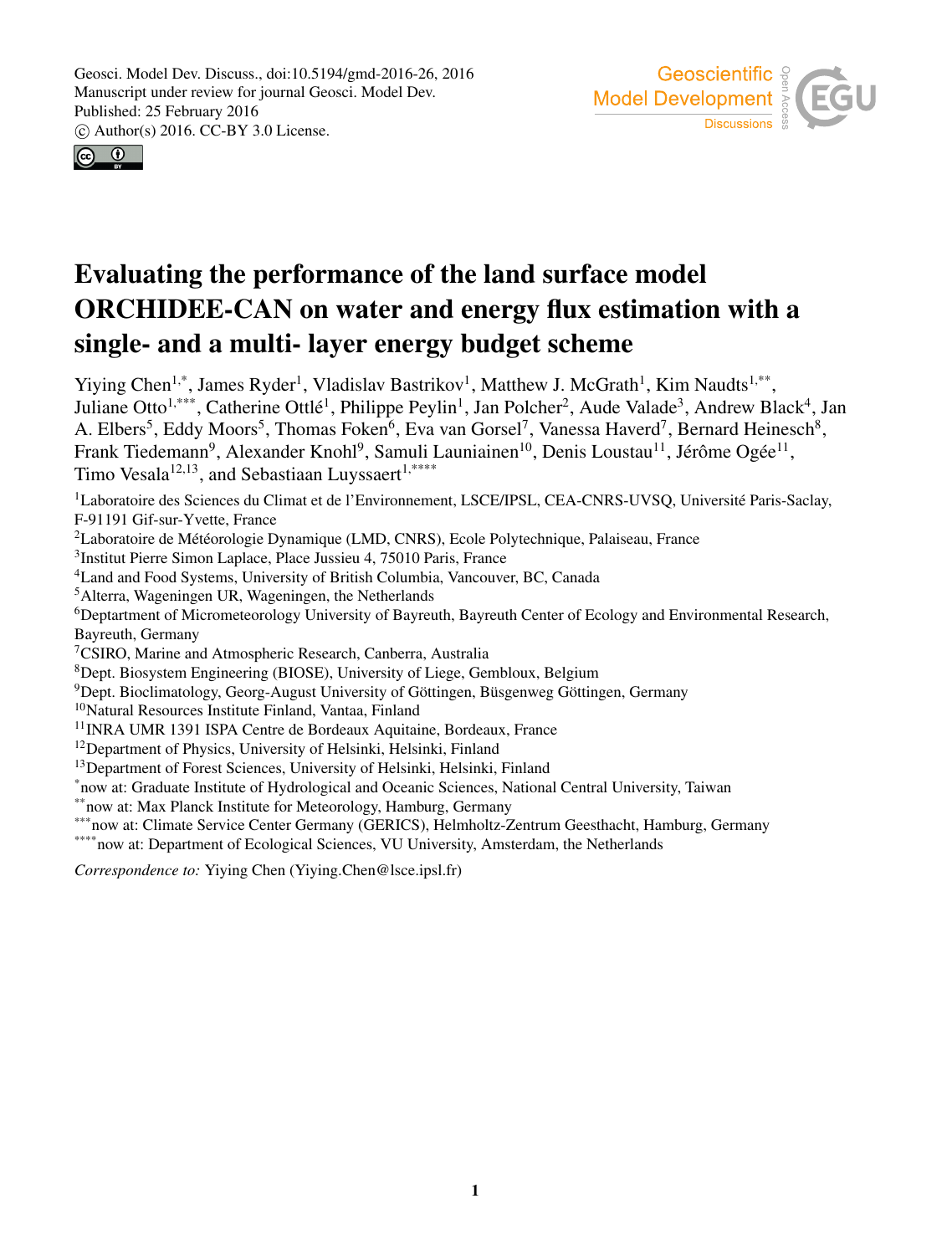Geosci. Model Dev. Discuss., doi:10.5194/gmd-2016-26, 2016
Manuscript under review for journal Geosci. Model Dev.
Published: 25 February 2016
© Author(s) 2016. CC-BY 3.0 License.

# Evaluating the performance of the land surface model ORCHIDEE-CAN on water and energy flux estimation with a single- and a multi- layer energy budget scheme

Yiying Chen[1,*], James Ryder[1], Vladislav Bastrikov[1], Matthew J. McGrath[1], Kim Naudts[1,**], Juliane Otto[1,***], Catherine Ottlé[1], Philippe Peylin[1], Jan Polcher[2], Aude Valade[3], Andrew Black[4], Jan A. Elbers[5], Eddy Moors[5], Thomas Foken[6], Eva van Gorsel[7], Vanessa Haverd[7], Bernard Heinesch[8], Frank Tiedemann[9], Alexander Knohl[9], Samuli Launiainen[10], Denis Loustau[11], Jérôme Ogée[11], Timo Vesala[12,13], and Sebastiaan Luyssaert[1,****]

[1]Laboratoire des Sciences du Climat et de l'Environnement, LSCE/IPSL, CEA-CNRS-UVSQ, Université Paris-Saclay, F-91191 Gif-sur-Yvette, France
[2]Laboratoire de Météorologie Dynamique (LMD, CNRS), Ecole Polytechnique, Palaiseau, France
[3]Institut Pierre Simon Laplace, Place Jussieu 4, 75010 Paris, France
[4]Land and Food Systems, University of British Columbia, Vancouver, BC, Canada
[5]Alterra, Wageningen UR, Wageningen, the Netherlands
[6]Deptartment of Micrometeorology University of Bayreuth, Bayreuth Center of Ecology and Environmental Research, Bayreuth, Germany
[7]CSIRO, Marine and Atmospheric Research, Canberra, Australia
[8]Dept. Biosystem Engineering (BIOSE), University of Liege, Gembloux, Belgium
[9]Dept. Bioclimatology, Georg-August University of Göttingen, Büsgenweg Göttingen, Germany
[10]Natural Resources Institute Finland, Vantaa, Finland
[11]INRA UMR 1391 ISPA Centre de Bordeaux Aquitaine, Bordeaux, France
[12]Department of Physics, University of Helsinki, Helsinki, Finland
[13]Department of Forest Sciences, University of Helsinki, Helsinki, Finland
[*]now at: Graduate Institute of Hydrological and Oceanic Sciences, National Central University, Taiwan
[**]now at: Max Planck Institute for Meteorology, Hamburg, Germany
[***]now at: Climate Service Center Germany (GERICS), Helmholtz-Zentrum Geesthacht, Hamburg, Germany
[****]now at: Department of Ecological Sciences, VU University, Amsterdam, the Netherlands

*Correspondence to:* Yiying Chen (Yiying.Chen@lsce.ipsl.fr)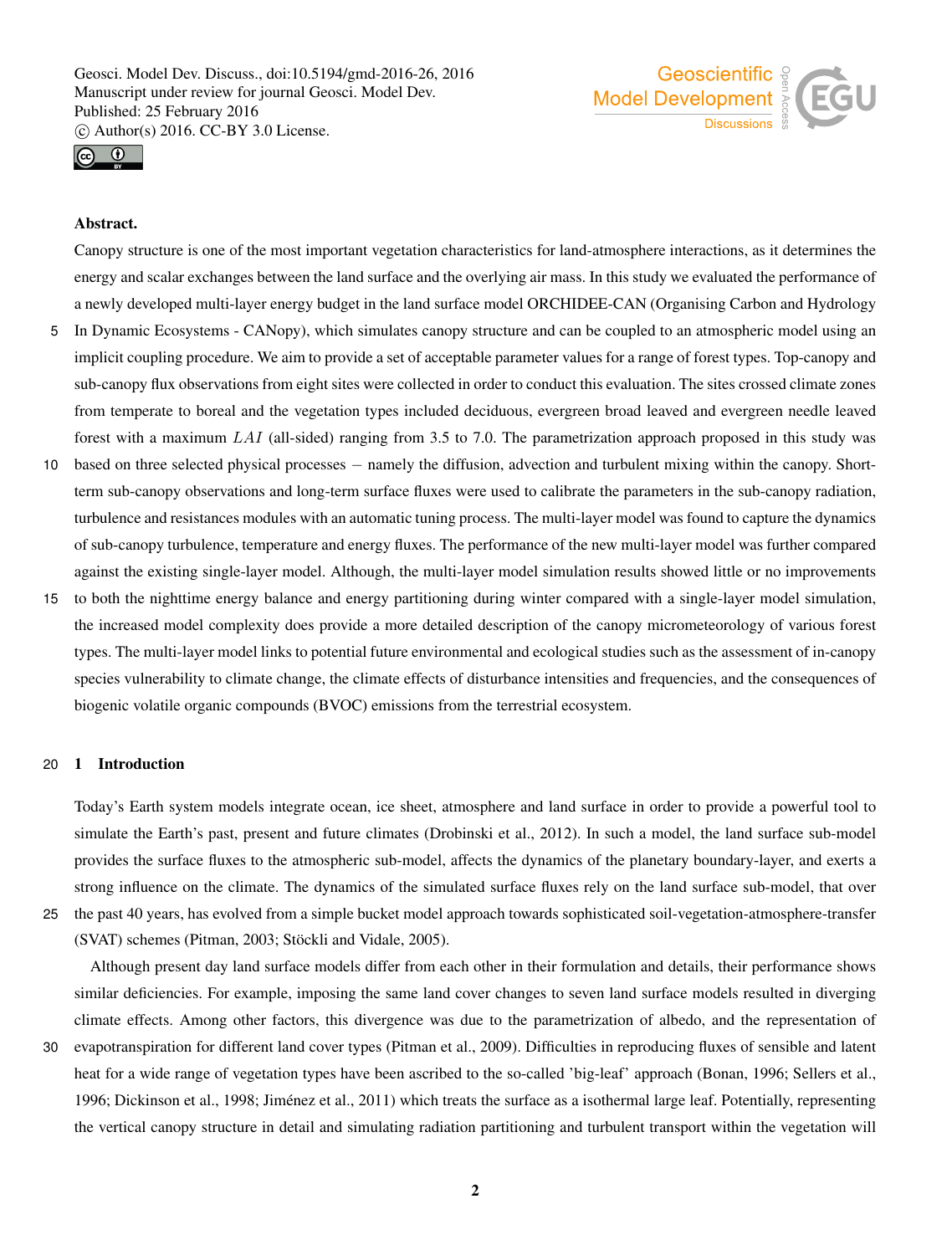**Abstract.**

Canopy structure is one of the most important vegetation characteristics for land-atmosphere interactions, as it determines the energy and scalar exchanges between the land surface and the overlying air mass. In this study we evaluated the performance of a newly developed multi-layer energy budget in the land surface model ORCHIDEE-CAN (Organising Carbon and Hydrology In Dynamic Ecosystems - CANopy), which simulates canopy structure and can be coupled to an atmospheric model using an implicit coupling procedure. We aim to provide a set of acceptable parameter values for a range of forest types. Top-canopy and sub-canopy flux observations from eight sites were collected in order to conduct this evaluation. The sites crossed climate zones from temperate to boreal and the vegetation types included deciduous, evergreen broad leaved and evergreen needle leaved forest with a maximum $LAI$ (all-sided) ranging from 3.5 to 7.0. The parametrization approach proposed in this study was based on three selected physical processes – namely the diffusion, advection and turbulent mixing within the canopy. Short-term sub-canopy observations and long-term surface fluxes were used to calibrate the parameters in the sub-canopy radiation, turbulence and resistances modules with an automatic tuning process. The multi-layer model was found to capture the dynamics of sub-canopy turbulence, temperature and energy fluxes. The performance of the new multi-layer model was further compared against the existing single-layer model. Although, the multi-layer model simulation results showed little or no improvements to both the nighttime energy balance and energy partitioning during winter compared with a single-layer model simulation, the increased model complexity does provide a more detailed description of the canopy micrometeorology of various forest types. The multi-layer model links to potential future environmental and ecological studies such as the assessment of in-canopy species vulnerability to climate change, the climate effects of disturbance intensities and frequencies, and the consequences of biogenic volatile organic compounds (BVOC) emissions from the terrestrial ecosystem.

## 1 Introduction

Today's Earth system models integrate ocean, ice sheet, atmosphere and land surface in order to provide a powerful tool to simulate the Earth's past, present and future climates (Drobinski et al., 2012). In such a model, the land surface sub-model provides the surface fluxes to the atmospheric sub-model, affects the dynamics of the planetary boundary-layer, and exerts a strong influence on the climate. The dynamics of the simulated surface fluxes rely on the land surface sub-model, that over the past 40 years, has evolved from a simple bucket model approach towards sophisticated soil-vegetation-atmosphere-transfer (SVAT) schemes (Pitman, 2003; Stöckli and Vidale, 2005).

Although present day land surface models differ from each other in their formulation and details, their performance shows similar deficiencies. For example, imposing the same land cover changes to seven land surface models resulted in diverging climate effects. Among other factors, this divergence was due to the parametrization of albedo, and the representation of evapotranspiration for different land cover types (Pitman et al., 2009). Difficulties in reproducing fluxes of sensible and latent heat for a wide range of vegetation types have been ascribed to the so-called 'big-leaf' approach (Bonan, 1996; Sellers et al., 1996; Dickinson et al., 1998; Jiménez et al., 2011) which treats the surface as a isothermal large leaf. Potentially, representing the vertical canopy structure in detail and simulating radiation partitioning and turbulent transport within the vegetation will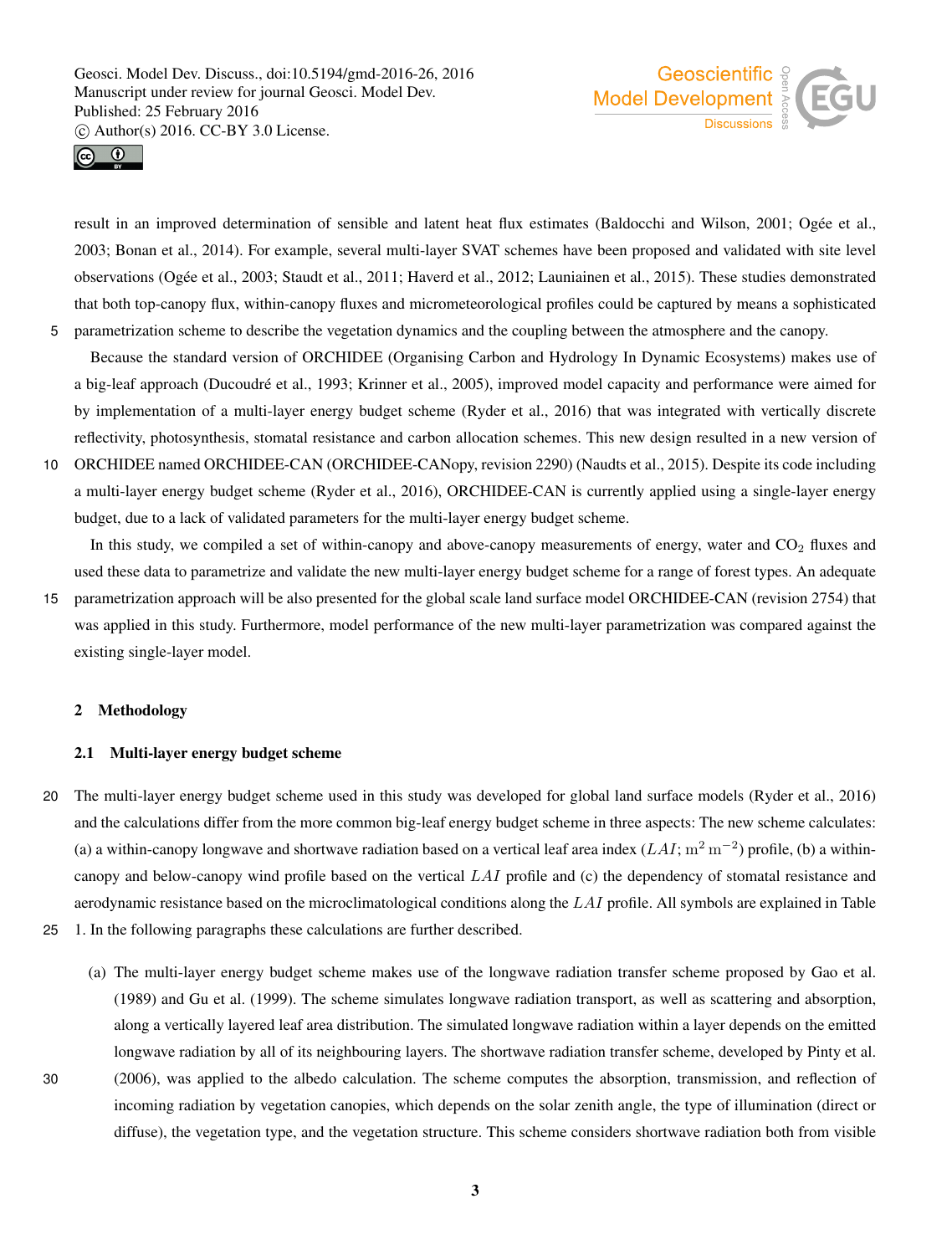result in an improved determination of sensible and latent heat flux estimates (Baldocchi and Wilson, 2001; Ogée et al., 2003; Bonan et al., 2014). For example, several multi-layer SVAT schemes have been proposed and validated with site level observations (Ogée et al., 2003; Staudt et al., 2011; Haverd et al., 2012; Launiainen et al., 2015). These studies demonstrated that both top-canopy flux, within-canopy fluxes and micrometeorological profiles could be captured by means a sophisticated parametrization scheme to describe the vegetation dynamics and the coupling between the atmosphere and the canopy.

Because the standard version of ORCHIDEE (Organising Carbon and Hydrology In Dynamic Ecosystems) makes use of a big-leaf approach (Ducoudré et al., 1993; Krinner et al., 2005), improved model capacity and performance were aimed for by implementation of a multi-layer energy budget scheme (Ryder et al., 2016) that was integrated with vertically discrete reflectivity, photosynthesis, stomatal resistance and carbon allocation schemes. This new design resulted in a new version of ORCHIDEE named ORCHIDEE-CAN (ORCHIDEE-CANopy, revision 2290) (Naudts et al., 2015). Despite its code including a multi-layer energy budget scheme (Ryder et al., 2016), ORCHIDEE-CAN is currently applied using a single-layer energy budget, due to a lack of validated parameters for the multi-layer energy budget scheme.

In this study, we compiled a set of within-canopy and above-canopy measurements of energy, water and $CO_2$ fluxes and used these data to parametrize and validate the new multi-layer energy budget scheme for a range of forest types. An adequate parametrization approach will be also presented for the global scale land surface model ORCHIDEE-CAN (revision 2754) that was applied in this study. Furthermore, model performance of the new multi-layer parametrization was compared against the existing single-layer model.

## 2 Methodology

### 2.1 Multi-layer energy budget scheme

The multi-layer energy budget scheme used in this study was developed for global land surface models (Ryder et al., 2016) and the calculations differ from the more common big-leaf energy budget scheme in three aspects: The new scheme calculates: (a) a within-canopy longwave and shortwave radiation based on a vertical leaf area index ($LAI$; $\mathrm{m^2\,m^{-2}}$) profile, (b) a within-canopy and below-canopy wind profile based on the vertical $LAI$ profile and (c) the dependency of stomatal resistance and aerodynamic resistance based on the microclimatological conditions along the $LAI$ profile. All symbols are explained in Table 1. In the following paragraphs these calculations are further described.

(a) The multi-layer energy budget scheme makes use of the longwave radiation transfer scheme proposed by Gao et al. (1989) and Gu et al. (1999). The scheme simulates longwave radiation transport, as well as scattering and absorption, along a vertically layered leaf area distribution. The simulated longwave radiation within a layer depends on the emitted longwave radiation by all of its neighbouring layers. The shortwave radiation transfer scheme, developed by Pinty et al. (2006), was applied to the albedo calculation. The scheme computes the absorption, transmission, and reflection of incoming radiation by vegetation canopies, which depends on the solar zenith angle, the type of illumination (direct or diffuse), the vegetation type, and the vegetation structure. This scheme considers shortwave radiation both from visible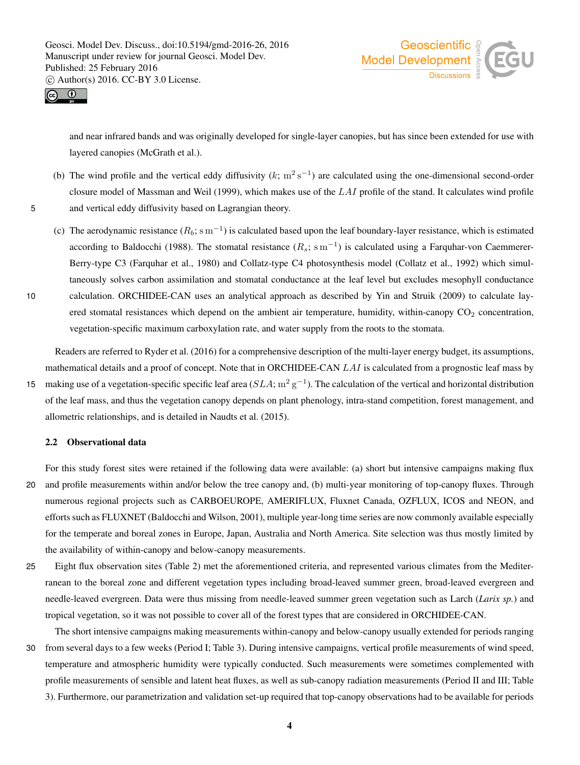and near infrared bands and was originally developed for single-layer canopies, but has since been extended for use with layered canopies (McGrath et al.).

(b) The wind profile and the vertical eddy diffusivity ($k$; $\mathrm{m^2\,s^{-1}}$) are calculated using the one-dimensional second-order closure model of Massman and Weil (1999), which makes use of the $LAI$ profile of the stand. It calculates wind profile and vertical eddy diffusivity based on Lagrangian theory.

(c) The aerodynamic resistance ($R_b$; $\mathrm{s\,m^{-1}}$) is calculated based upon the leaf boundary-layer resistance, which is estimated according to Baldocchi (1988). The stomatal resistance ($R_s$; $\mathrm{s\,m^{-1}}$) is calculated using a Farquhar-von Caemmerer-Berry-type C3 (Farquhar et al., 1980) and Collatz-type C4 photosynthesis model (Collatz et al., 1992) which simultaneously solves carbon assimilation and stomatal conductance at the leaf level but excludes mesophyll conductance calculation. ORCHIDEE-CAN uses an analytical approach as described by Yin and Struik (2009) to calculate layered stomatal resistances which depend on the ambient air temperature, humidity, within-canopy $CO_2$ concentration, vegetation-specific maximum carboxylation rate, and water supply from the roots to the stomata.

Readers are referred to Ryder et al. (2016) for a comprehensive description of the multi-layer energy budget, its assumptions, mathematical details and a proof of concept. Note that in ORCHIDEE-CAN $LAI$ is calculated from a prognostic leaf mass by making use of a vegetation-specific specific leaf area ($SLA$; $\mathrm{m^2\,g^{-1}}$). The calculation of the vertical and horizontal distribution of the leaf mass, and thus the vegetation canopy depends on plant phenology, intra-stand competition, forest management, and allometric relationships, and is detailed in Naudts et al. (2015).

### 2.2 Observational data

For this study forest sites were retained if the following data were available: (a) short but intensive campaigns making flux and profile measurements within and/or below the tree canopy and, (b) multi-year monitoring of top-canopy fluxes. Through numerous regional projects such as CARBOEUROPE, AMERIFLUX, Fluxnet Canada, OZFLUX, ICOS and NEON, and efforts such as FLUXNET (Baldocchi and Wilson, 2001), multiple year-long time series are now commonly available especially for the temperate and boreal zones in Europe, Japan, Australia and North America. Site selection was thus mostly limited by the availability of within-canopy and below-canopy measurements.

Eight flux observation sites (Table 2) met the aforementioned criteria, and represented various climates from the Mediterranean to the boreal zone and different vegetation types including broad-leaved summer green, broad-leaved evergreen and needle-leaved evergreen. Data were thus missing from needle-leaved summer green vegetation such as Larch (*Larix sp.*) and tropical vegetation, so it was not possible to cover all of the forest types that are considered in ORCHIDEE-CAN.

The short intensive campaigns making measurements within-canopy and below-canopy usually extended for periods ranging from several days to a few weeks (Period I; Table 3). During intensive campaigns, vertical profile measurements of wind speed, temperature and atmospheric humidity were typically conducted. Such measurements were sometimes complemented with profile measurements of sensible and latent heat fluxes, as well as sub-canopy radiation measurements (Period II and III; Table 3). Furthermore, our parametrization and validation set-up required that top-canopy observations had to be available for periods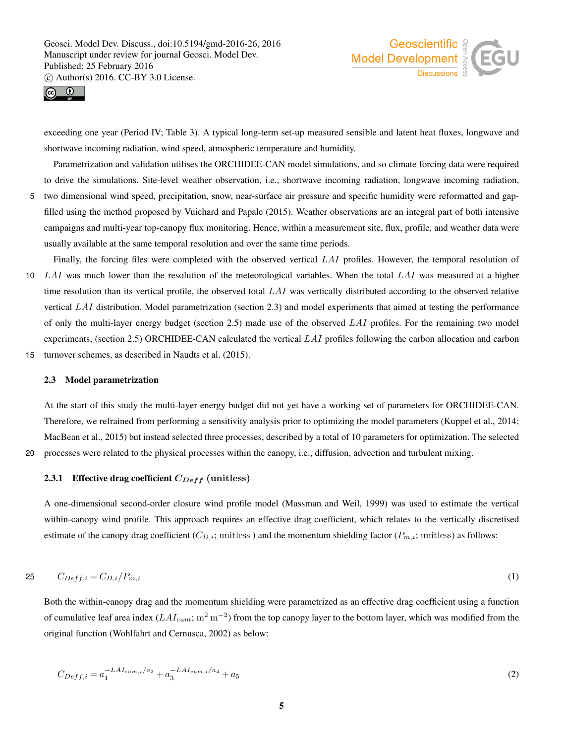exceeding one year (Period IV; Table 3). A typical long-term set-up measured sensible and latent heat fluxes, longwave and shortwave incoming radiation, wind speed, atmospheric temperature and humidity.

Parametrization and validation utilises the ORCHIDEE-CAN model simulations, and so climate forcing data were required to drive the simulations. Site-level weather observation, i.e., shortwave incoming radiation, longwave incoming radiation, two dimensional wind speed, precipitation, snow, near-surface air pressure and specific humidity were reformatted and gap-filled using the method proposed by Vuichard and Papale (2015). Weather observations are an integral part of both intensive campaigns and multi-year top-canopy flux monitoring. Hence, within a measurement site, flux, profile, and weather data were usually available at the same temporal resolution and over the same time periods.

Finally, the forcing files were completed with the observed vertical $LAI$ profiles. However, the temporal resolution of $LAI$ was much lower than the resolution of the meteorological variables. When the total $LAI$ was measured at a higher time resolution than its vertical profile, the observed total $LAI$ was vertically distributed according to the observed relative vertical $LAI$ distribution. Model parametrization (section 2.3) and model experiments that aimed at testing the performance of only the multi-layer energy budget (section 2.5) made use of the observed $LAI$ profiles. For the remaining two model experiments, (section 2.5) ORCHIDEE-CAN calculated the vertical $LAI$ profiles following the carbon allocation and carbon turnover schemes, as described in Naudts et al. (2015).

## 2.3 Model parametrization

At the start of this study the multi-layer energy budget did not yet have a working set of parameters for ORCHIDEE-CAN. Therefore, we refrained from performing a sensitivity analysis prior to optimizing the model parameters (Kuppel et al., 2014; MacBean et al., 2015) but instead selected three processes, described by a total of 10 parameters for optimization. The selected processes were related to the physical processes within the canopy, i.e., diffusion, advection and turbulent mixing.

### 2.3.1 Effective drag coefficient $C_{Deff}$ (unitless)

A one-dimensional second-order closure wind profile model (Massman and Weil, 1999) was used to estimate the vertical within-canopy wind profile. This approach requires an effective drag coefficient, which relates to the vertically discretised estimate of the canopy drag coefficient ($C_{D,i}$; unitless ) and the momentum shielding factor ($P_{m,i}$; unitless) as follows:

$$C_{Deff,i} = C_{D,i}/P_{m,i} \tag{1}$$

Both the within-canopy drag and the momentum shielding were parametrized as an effective drag coefficient using a function of cumulative leaf area index ($LAI_{cum}$; $\mathrm{m^2\,m^{-2}}$) from the top canopy layer to the bottom layer, which was modified from the original function (Wohlfahrt and Cernusca, 2002) as below:

$$C_{Deff,i} = a_1^{-LAI_{cum,i}/a_2} + a_3^{-LAI_{cum,i}/a_4} + a_5 \tag{2}$$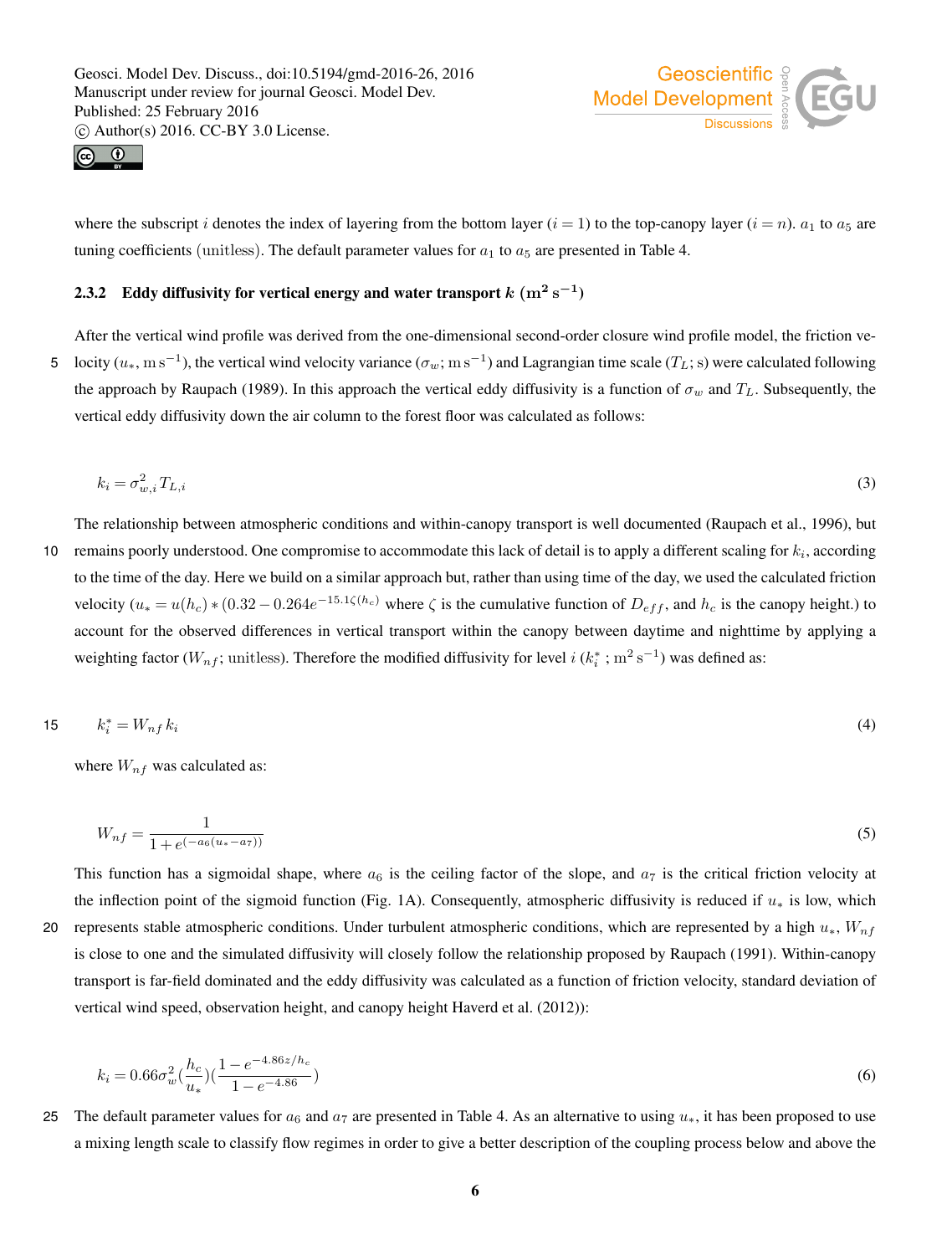where the subscript $i$ denotes the index of layering from the bottom layer ($i = 1$) to the top-canopy layer ($i = n$). $a_1$ to $a_5$ are tuning coefficients (unitless). The default parameter values for $a_1$ to $a_5$ are presented in Table 4.

#### 2.3.2 Eddy diffusivity for vertical energy and water transport $k$ ($\mathrm{m^2\,s^{-1}}$)

After the vertical wind profile was derived from the one-dimensional second-order closure wind profile model, the friction velocity ($u_*$, $\mathrm{m\,s^{-1}}$), the vertical wind velocity variance ($\sigma_w$; $\mathrm{m\,s^{-1}}$) and Lagrangian time scale ($T_L$; s) were calculated following the approach by Raupach (1989). In this approach the vertical eddy diffusivity is a function of $\sigma_w$ and $T_L$. Subsequently, the vertical eddy diffusivity down the air column to the forest floor was calculated as follows:

$$k_i = \sigma_{w,i}^2 T_{L,i} \tag{3}$$

The relationship between atmospheric conditions and within-canopy transport is well documented (Raupach et al., 1996), but remains poorly understood. One compromise to accommodate this lack of detail is to apply a different scaling for $k_i$, according to the time of the day. Here we build on a similar approach but, rather than using time of the day, we used the calculated friction velocity ($u_* = u(h_c) * (0.32 - 0.264e^{-15.1\zeta(h_c)}$ where $\zeta$ is the cumulative function of $D_{eff}$, and $h_c$ is the canopy height.) to account for the observed differences in vertical transport within the canopy between daytime and nighttime by applying a weighting factor ($W_{nf}$; unitless). Therefore the modified diffusivity for level $i$ ($k_i^*$ ; $\mathrm{m^2\,s^{-1}}$) was defined as:

$$k_i^* = W_{nf}\, k_i \tag{4}$$

where $W_{nf}$ was calculated as:

$$W_{nf} = \frac{1}{1 + e^{(-a_6(u_* - a_7))}} \tag{5}$$

This function has a sigmoidal shape, where $a_6$ is the ceiling factor of the slope, and $a_7$ is the critical friction velocity at the inflection point of the sigmoid function (Fig. 1A). Consequently, atmospheric diffusivity is reduced if $u_*$ is low, which represents stable atmospheric conditions. Under turbulent atmospheric conditions, which are represented by a high $u_*$, $W_{nf}$ is close to one and the simulated diffusivity will closely follow the relationship proposed by Raupach (1991). Within-canopy transport is far-field dominated and the eddy diffusivity was calculated as a function of friction velocity, standard deviation of vertical wind speed, observation height, and canopy height Haverd et al. (2012)):

$$k_i = 0.66\sigma_w^2 \left(\frac{h_c}{u_*}\right)\left(\frac{1 - e^{-4.86z/h_c}}{1 - e^{-4.86}}\right) \tag{6}$$

The default parameter values for $a_6$ and $a_7$ are presented in Table 4. As an alternative to using $u_*$, it has been proposed to use a mixing length scale to classify flow regimes in order to give a better description of the coupling process below and above the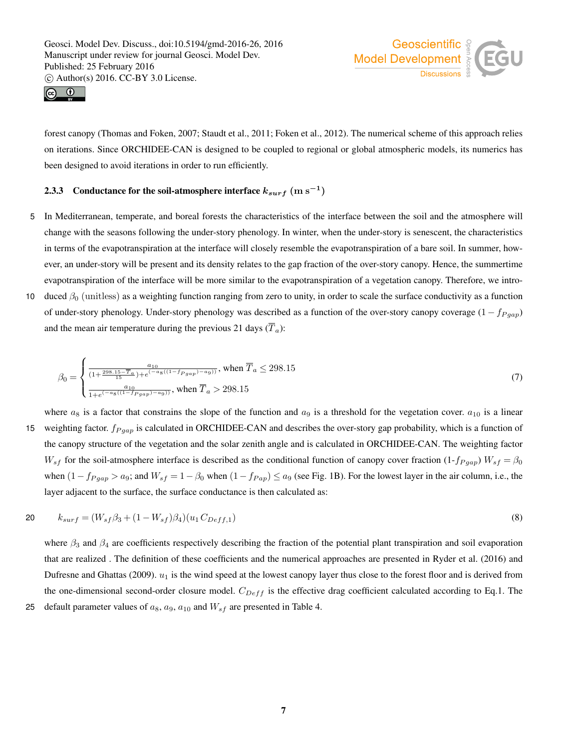forest canopy (Thomas and Foken, 2007; Staudt et al., 2011; Foken et al., 2012). The numerical scheme of this approach relies on iterations. Since ORCHIDEE-CAN is designed to be coupled to regional or global atmospheric models, its numerics has been designed to avoid iterations in order to run efficiently.

### 2.3.3 Conductance for the soil-atmosphere interface $k_{surf}$ ($\mathrm{m\,s^{-1}}$)

In Mediterranean, temperate, and boreal forests the characteristics of the interface between the soil and the atmosphere will change with the seasons following the under-story phenology. In winter, when the under-story is senescent, the characteristics in terms of the evapotranspiration at the interface will closely resemble the evapotranspiration of a bare soil. In summer, however, an under-story will be present and its density relates to the gap fraction of the over-story canopy. Hence, the summertime evapotranspiration of the interface will be more similar to the evapotranspiration of a vegetation canopy. Therefore, we introduced $\beta_0$ (unitless) as a weighting function ranging from zero to unity, in order to scale the surface conductivity as a function of under-story phenology. Under-story phenology was described as a function of the over-story canopy coverage $(1 - f_{Pgap})$ and the mean air temperature during the previous 21 days ($\overline{T}_a$):

$$\beta_0 = \begin{cases} \frac{a_{10}}{(1+\frac{298.15-\overline{T}_a}{15})+e^{(-a_8((1-f_{Pgap})-a_9))}}, \text{ when } \overline{T}_a \leq 298.15 \\ \frac{a_{10}}{1+e^{(-a_8((1-f_{Pgap})-a_9))}}, \text{ when } \overline{T}_a > 298.15 \end{cases} \tag{7}$$

where $a_8$ is a factor that constrains the slope of the function and $a_9$ is a threshold for the vegetation cover. $a_{10}$ is a linear weighting factor. $f_{Pgap}$ is calculated in ORCHIDEE-CAN and describes the over-story gap probability, which is a function of the canopy structure of the vegetation and the solar zenith angle and is calculated in ORCHIDEE-CAN. The weighting factor $W_{sf}$ for the soil-atmosphere interface is described as the conditional function of canopy cover fraction (1-$f_{Pgap}$) $W_{sf} = \beta_0$ when $(1 - f_{Pgap} > a_9$; and $W_{sf} = 1 - \beta_0$ when $(1 - f_{Pap}) \leq a_9$ (see Fig. 1B). For the lowest layer in the air column, i.e., the layer adjacent to the surface, the surface conductance is then calculated as:

$$k_{surf} = (W_{sf}\beta_3 + (1 - W_{sf})\beta_4)(u_1 C_{Deff,1}) \tag{8}$$

where $\beta_3$ and $\beta_4$ are coefficients respectively describing the fraction of the potential plant transpiration and soil evaporation that are realized . The definition of these coefficients and the numerical approaches are presented in Ryder et al. (2016) and Dufresne and Ghattas (2009). $u_1$ is the wind speed at the lowest canopy layer thus close to the forest floor and is derived from the one-dimensional second-order closure model. $C_{Deff}$ is the effective drag coefficient calculated according to Eq.1. The default parameter values of $a_8$, $a_9$, $a_{10}$ and $W_{sf}$ are presented in Table 4.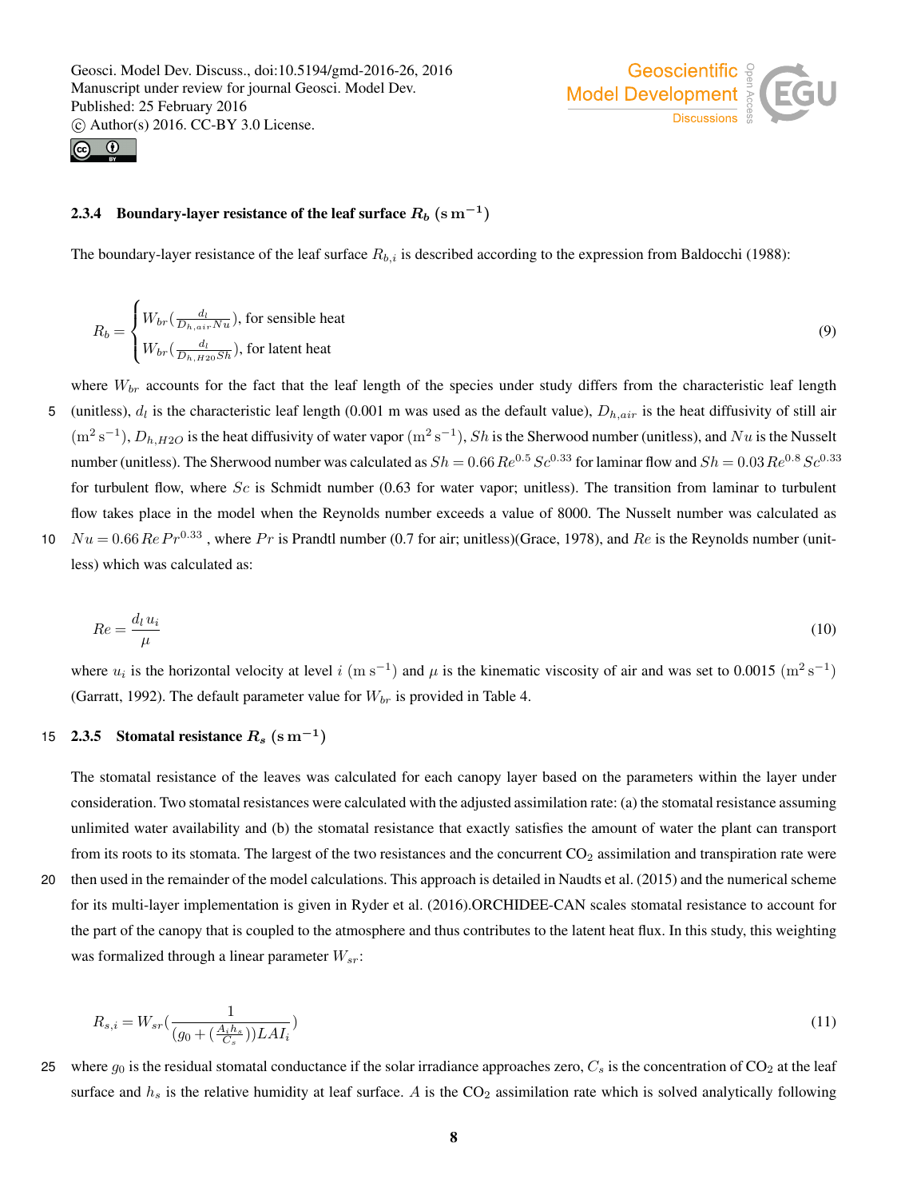### 2.3.4 Boundary-layer resistance of the leaf surface $R_b$ ($\mathrm{s\,m^{-1}}$)

The boundary-layer resistance of the leaf surface $R_{b,i}$ is described according to the expression from Baldocchi (1988):

$$R_b = \begin{cases} W_{br}(\frac{d_l}{D_{h,air} Nu}), \text{ for sensible heat} \\ W_{br}(\frac{d_l}{D_{h,H2O} Sh}), \text{ for latent heat} \end{cases} \tag{9}$$

where $W_{br}$ accounts for the fact that the leaf length of the species under study differs from the characteristic leaf length (unitless), $d_l$ is the characteristic leaf length (0.001 m was used as the default value), $D_{h,air}$ is the heat diffusivity of still air ($\mathrm{m^2\,s^{-1}}$), $D_{h,H2O}$ is the heat diffusivity of water vapor ($\mathrm{m^2\,s^{-1}}$), $Sh$ is the Sherwood number (unitless), and $Nu$ is the Nusselt number (unitless). The Sherwood number was calculated as $Sh = 0.66\,Re^{0.5}\,Sc^{0.33}$ for laminar flow and $Sh = 0.03\,Re^{0.8}\,Sc^{0.33}$ for turbulent flow, where $Sc$ is Schmidt number (0.63 for water vapor; unitless). The transition from laminar to turbulent flow takes place in the model when the Reynolds number exceeds a value of 8000. The Nusselt number was calculated as $Nu = 0.66\,Re\,Pr^{0.33}$ , where $Pr$ is Prandtl number (0.7 for air; unitless)(Grace, 1978), and $Re$ is the Reynolds number (unitless) which was calculated as:

$$Re = \frac{d_l\,u_i}{\mu} \tag{10}$$

where $u_i$ is the horizontal velocity at level $i$ ($\mathrm{m\,s^{-1}}$) and $\mu$ is the kinematic viscosity of air and was set to 0.0015 ($\mathrm{m^2\,s^{-1}}$) (Garratt, 1992). The default parameter value for $W_{br}$ is provided in Table 4.

### 2.3.5 Stomatal resistance $R_s$ ($\mathrm{s\,m^{-1}}$)

The stomatal resistance of the leaves was calculated for each canopy layer based on the parameters within the layer under consideration. Two stomatal resistances were calculated with the adjusted assimilation rate: (a) the stomatal resistance assuming unlimited water availability and (b) the stomatal resistance that exactly satisfies the amount of water the plant can transport from its roots to its stomata. The largest of the two resistances and the concurrent $CO_2$ assimilation and transpiration rate were then used in the remainder of the model calculations. This approach is detailed in Naudts et al. (2015) and the numerical scheme for its multi-layer implementation is given in Ryder et al. (2016).ORCHIDEE-CAN scales stomatal resistance to account for the part of the canopy that is coupled to the atmosphere and thus contributes to the latent heat flux. In this study, this weighting was formalized through a linear parameter $W_{sr}$:

$$R_{s,i} = W_{sr}\left(\frac{1}{(g_0 + (\frac{A_i h_s}{C_s}))LAI_i}\right) \tag{11}$$

where $g_0$ is the residual stomatal conductance if the solar irradiance approaches zero, $C_s$ is the concentration of $CO_2$ at the leaf surface and $h_s$ is the relative humidity at leaf surface. $A$ is the $CO_2$ assimilation rate which is solved analytically following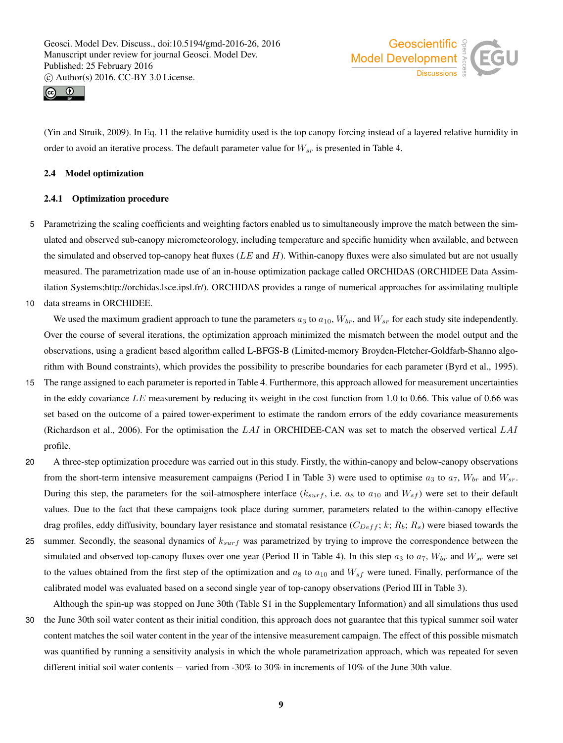(Yin and Struik, 2009). In Eq. 11 the relative humidity used is the top canopy forcing instead of a layered relative humidity in order to avoid an iterative process. The default parameter value for $W_{sr}$ is presented in Table 4.

### 2.4 Model optimization

#### 2.4.1 Optimization procedure

Parametrizing the scaling coefficients and weighting factors enabled us to simultaneously improve the match between the simulated and observed sub-canopy micrometeorology, including temperature and specific humidity when available, and between the simulated and observed top-canopy heat fluxes ($LE$ and $H$). Within-canopy fluxes were also simulated but are not usually measured. The parametrization made use of an in-house optimization package called ORCHIDAS (ORCHIDEE Data Assimilation Systems;http://orchidas.lsce.ipsl.fr/). ORCHIDAS provides a range of numerical approaches for assimilating multiple data streams in ORCHIDEE.

We used the maximum gradient approach to tune the parameters $a_3$ to $a_{10}$, $W_{br}$, and $W_{sr}$ for each study site independently. Over the course of several iterations, the optimization approach minimized the mismatch between the model output and the observations, using a gradient based algorithm called L-BFGS-B (Limited-memory Broyden-Fletcher-Goldfarb-Shanno algorithm with Bound constraints), which provides the possibility to prescribe boundaries for each parameter (Byrd et al., 1995). The range assigned to each parameter is reported in Table 4. Furthermore, this approach allowed for measurement uncertainties in the eddy covariance $LE$ measurement by reducing its weight in the cost function from 1.0 to 0.66. This value of 0.66 was set based on the outcome of a paired tower-experiment to estimate the random errors of the eddy covariance measurements (Richardson et al., 2006). For the optimisation the $LAI$ in ORCHIDEE-CAN was set to match the observed vertical $LAI$ profile.

A three-step optimization procedure was carried out in this study. Firstly, the within-canopy and below-canopy observations from the short-term intensive measurement campaigns (Period I in Table 3) were used to optimise $a_3$ to $a_7$, $W_{br}$ and $W_{sr}$. During this step, the parameters for the soil-atmosphere interface ($k_{surf}$, i.e. $a_8$ to $a_{10}$ and $W_{sf}$) were set to their default values. Due to the fact that these campaigns took place during summer, parameters related to the within-canopy effective drag profiles, eddy diffusivity, boundary layer resistance and stomatal resistance ($C_{Deff}$; $k$; $R_b$; $R_s$) were biased towards the summer. Secondly, the seasonal dynamics of $k_{surf}$ was parametrized by trying to improve the correspondence between the simulated and observed top-canopy fluxes over one year (Period II in Table 4). In this step $a_3$ to $a_7$, $W_{br}$ and $W_{sr}$ were set to the values obtained from the first step of the optimization and $a_8$ to $a_{10}$ and $W_{sf}$ were tuned. Finally, performance of the calibrated model was evaluated based on a second single year of top-canopy observations (Period III in Table 3).

Although the spin-up was stopped on June 30th (Table S1 in the Supplementary Information) and all simulations thus used the June 30th soil water content as their initial condition, this approach does not guarantee that this typical summer soil water content matches the soil water content in the year of the intensive measurement campaign. The effect of this possible mismatch was quantified by running a sensitivity analysis in which the whole parametrization approach, which was repeated for seven different initial soil water contents − varied from -30% to 30% in increments of 10% of the June 30th value.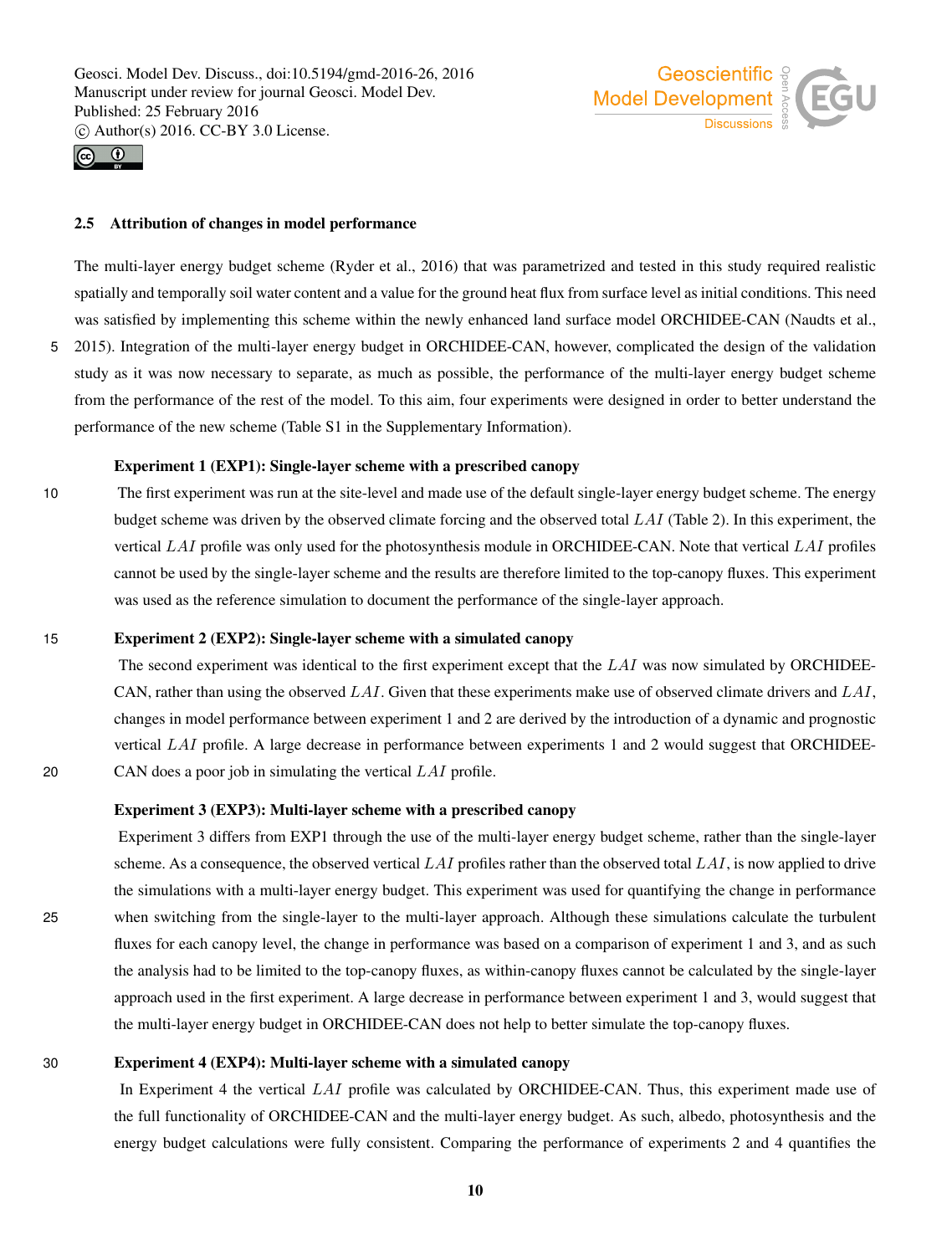### 2.5 Attribution of changes in model performance

The multi-layer energy budget scheme (Ryder et al., 2016) that was parametrized and tested in this study required realistic spatially and temporally soil water content and a value for the ground heat flux from surface level as initial conditions. This need was satisfied by implementing this scheme within the newly enhanced land surface model ORCHIDEE-CAN (Naudts et al., 2015). Integration of the multi-layer energy budget in ORCHIDEE-CAN, however, complicated the design of the validation study as it was now necessary to separate, as much as possible, the performance of the multi-layer energy budget scheme from the performance of the rest of the model. To this aim, four experiments were designed in order to better understand the performance of the new scheme (Table S1 in the Supplementary Information).

**Experiment 1 (EXP1): Single-layer scheme with a prescribed canopy**

The first experiment was run at the site-level and made use of the default single-layer energy budget scheme. The energy budget scheme was driven by the observed climate forcing and the observed total $LAI$ (Table 2). In this experiment, the vertical $LAI$ profile was only used for the photosynthesis module in ORCHIDEE-CAN. Note that vertical $LAI$ profiles cannot be used by the single-layer scheme and the results are therefore limited to the top-canopy fluxes. This experiment was used as the reference simulation to document the performance of the single-layer approach.

**Experiment 2 (EXP2): Single-layer scheme with a simulated canopy**

The second experiment was identical to the first experiment except that the $LAI$ was now simulated by ORCHIDEE-CAN, rather than using the observed $LAI$. Given that these experiments make use of observed climate drivers and $LAI$, changes in model performance between experiment 1 and 2 are derived by the introduction of a dynamic and prognostic vertical $LAI$ profile. A large decrease in performance between experiments 1 and 2 would suggest that ORCHIDEE-CAN does a poor job in simulating the vertical $LAI$ profile.

**Experiment 3 (EXP3): Multi-layer scheme with a prescribed canopy**

Experiment 3 differs from EXP1 through the use of the multi-layer energy budget scheme, rather than the single-layer scheme. As a consequence, the observed vertical $LAI$ profiles rather than the observed total $LAI$, is now applied to drive the simulations with a multi-layer energy budget. This experiment was used for quantifying the change in performance when switching from the single-layer to the multi-layer approach. Although these simulations calculate the turbulent fluxes for each canopy level, the change in performance was based on a comparison of experiment 1 and 3, and as such the analysis had to be limited to the top-canopy fluxes, as within-canopy fluxes cannot be calculated by the single-layer approach used in the first experiment. A large decrease in performance between experiment 1 and 3, would suggest that the multi-layer energy budget in ORCHIDEE-CAN does not help to better simulate the top-canopy fluxes.

**Experiment 4 (EXP4): Multi-layer scheme with a simulated canopy**

In Experiment 4 the vertical $LAI$ profile was calculated by ORCHIDEE-CAN. Thus, this experiment made use of the full functionality of ORCHIDEE-CAN and the multi-layer energy budget. As such, albedo, photosynthesis and the energy budget calculations were fully consistent. Comparing the performance of experiments 2 and 4 quantifies the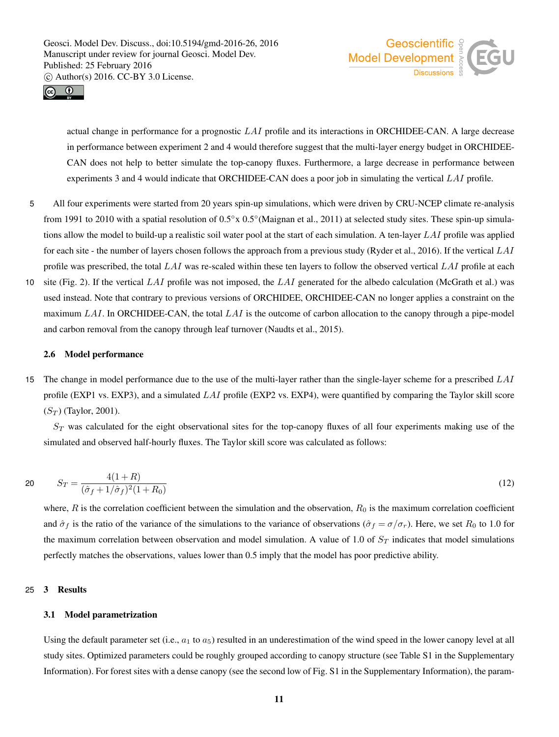actual change in performance for a prognostic $LAI$ profile and its interactions in ORCHIDEE-CAN. A large decrease in performance between experiment 2 and 4 would therefore suggest that the multi-layer energy budget in ORCHIDEE-CAN does not help to better simulate the top-canopy fluxes. Furthermore, a large decrease in performance between experiments 3 and 4 would indicate that ORCHIDEE-CAN does a poor job in simulating the vertical $LAI$ profile.

All four experiments were started from 20 years spin-up simulations, which were driven by CRU-NCEP climate re-analysis from 1991 to 2010 with a spatial resolution of 0.5°x 0.5°(Maignan et al., 2011) at selected study sites. These spin-up simulations allow the model to build-up a realistic soil water pool at the start of each simulation. A ten-layer $LAI$ profile was applied for each site - the number of layers chosen follows the approach from a previous study (Ryder et al., 2016). If the vertical $LAI$ profile was prescribed, the total $LAI$ was re-scaled within these ten layers to follow the observed vertical $LAI$ profile at each site (Fig. 2). If the vertical $LAI$ profile was not imposed, the $LAI$ generated for the albedo calculation (McGrath et al.) was used instead. Note that contrary to previous versions of ORCHIDEE, ORCHIDEE-CAN no longer applies a constraint on the maximum $LAI$. In ORCHIDEE-CAN, the total $LAI$ is the outcome of carbon allocation to the canopy through a pipe-model and carbon removal from the canopy through leaf turnover (Naudts et al., 2015).

### 2.6 Model performance

The change in model performance due to the use of the multi-layer rather than the single-layer scheme for a prescribed $LAI$ profile (EXP1 vs. EXP3), and a simulated $LAI$ profile (EXP2 vs. EXP4), were quantified by comparing the Taylor skill score ($S_T$) (Taylor, 2001).

$S_T$ was calculated for the eight observational sites for the top-canopy fluxes of all four experiments making use of the simulated and observed half-hourly fluxes. The Taylor skill score was calculated as follows:

$$S_T = \frac{4(1+R)}{(\hat{\sigma}_f + 1/\hat{\sigma}_f)^2(1+R_0)} \tag{12}$$

where, $R$ is the correlation coefficient between the simulation and the observation, $R_0$ is the maximum correlation coefficient and $\hat{\sigma}_f$ is the ratio of the variance of the simulations to the variance of observations ($\hat{\sigma}_f = \sigma/\sigma_r$). Here, we set $R_0$ to 1.0 for the maximum correlation between observation and model simulation. A value of 1.0 of $S_T$ indicates that model simulations perfectly matches the observations, values lower than 0.5 imply that the model has poor predictive ability.

## 3 Results

### 3.1 Model parametrization

Using the default parameter set (i.e., $a_1$ to $a_5$) resulted in an underestimation of the wind speed in the lower canopy level at all study sites. Optimized parameters could be roughly grouped according to canopy structure (see Table S1 in the Supplementary Information). For forest sites with a dense canopy (see the second low of Fig. S1 in the Supplementary Information), the param-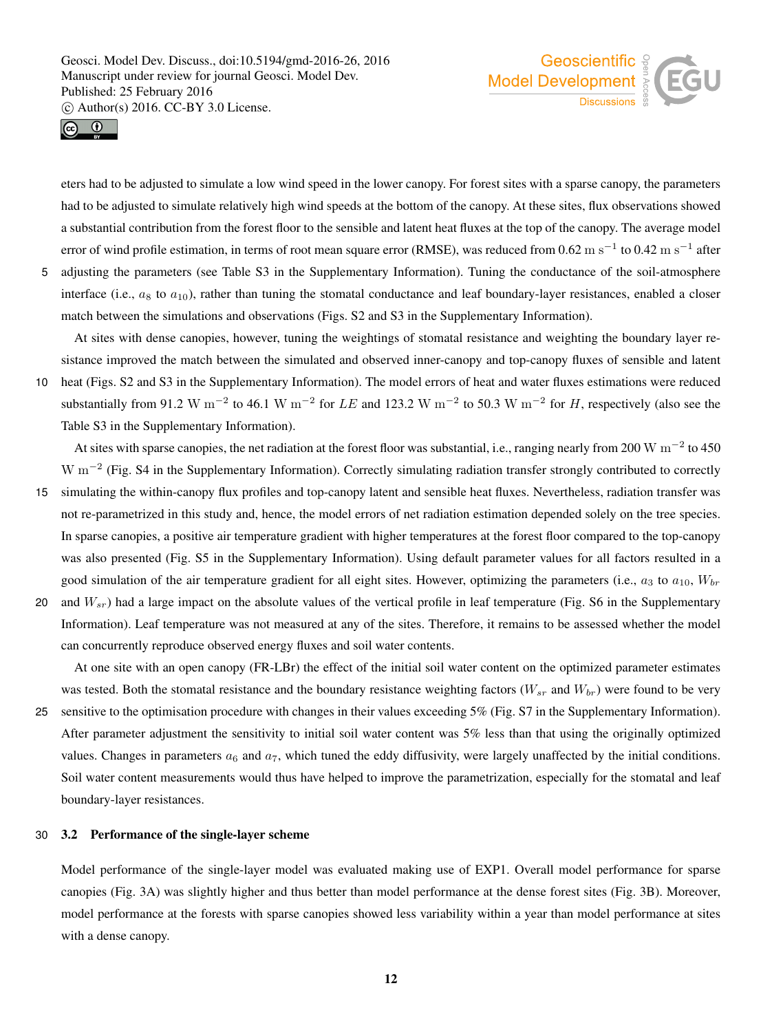eters had to be adjusted to simulate a low wind speed in the lower canopy. For forest sites with a sparse canopy, the parameters had to be adjusted to simulate relatively high wind speeds at the bottom of the canopy. At these sites, flux observations showed a substantial contribution from the forest floor to the sensible and latent heat fluxes at the top of the canopy. The average model error of wind profile estimation, in terms of root mean square error (RMSE), was reduced from 0.62 $\mathrm{m\,s^{-1}}$ to 0.42 $\mathrm{m\,s^{-1}}$ after adjusting the parameters (see Table S3 in the Supplementary Information). Tuning the conductance of the soil-atmosphere interface (i.e., $a_8$ to $a_{10}$), rather than tuning the stomatal conductance and leaf boundary-layer resistances, enabled a closer match between the simulations and observations (Figs. S2 and S3 in the Supplementary Information).

At sites with dense canopies, however, tuning the weightings of stomatal resistance and weighting the boundary layer resistance improved the match between the simulated and observed inner-canopy and top-canopy fluxes of sensible and latent heat (Figs. S2 and S3 in the Supplementary Information). The model errors of heat and water fluxes estimations were reduced substantially from 91.2 $\mathrm{W\,m^{-2}}$ to 46.1 $\mathrm{W\,m^{-2}}$ for $LE$ and 123.2 $\mathrm{W\,m^{-2}}$ to 50.3 $\mathrm{W\,m^{-2}}$ for $H$, respectively (also see the Table S3 in the Supplementary Information).

At sites with sparse canopies, the net radiation at the forest floor was substantial, i.e., ranging nearly from 200 $\mathrm{W\,m^{-2}}$ to 450 $\mathrm{W\,m^{-2}}$ (Fig. S4 in the Supplementary Information). Correctly simulating radiation transfer strongly contributed to correctly simulating the within-canopy flux profiles and top-canopy latent and sensible heat fluxes. Nevertheless, radiation transfer was not re-parametrized in this study and, hence, the model errors of net radiation estimation depended solely on the tree species. In sparse canopies, a positive air temperature gradient with higher temperatures at the forest floor compared to the top-canopy was also presented (Fig. S5 in the Supplementary Information). Using default parameter values for all factors resulted in a good simulation of the air temperature gradient for all eight sites. However, optimizing the parameters (i.e., $a_3$ to $a_{10}$, $W_{br}$ and $W_{sr}$) had a large impact on the absolute values of the vertical profile in leaf temperature (Fig. S6 in the Supplementary Information). Leaf temperature was not measured at any of the sites. Therefore, it remains to be assessed whether the model can concurrently reproduce observed energy fluxes and soil water contents.

At one site with an open canopy (FR-LBr) the effect of the initial soil water content on the optimized parameter estimates was tested. Both the stomatal resistance and the boundary resistance weighting factors ($W_{sr}$ and $W_{br}$) were found to be very sensitive to the optimisation procedure with changes in their values exceeding 5% (Fig. S7 in the Supplementary Information). After parameter adjustment the sensitivity to initial soil water content was 5% less than that using the originally optimized values. Changes in parameters $a_6$ and $a_7$, which tuned the eddy diffusivity, were largely unaffected by the initial conditions. Soil water content measurements would thus have helped to improve the parametrization, especially for the stomatal and leaf boundary-layer resistances.

### 3.2 Performance of the single-layer scheme

Model performance of the single-layer model was evaluated making use of EXP1. Overall model performance for sparse canopies (Fig. 3A) was slightly higher and thus better than model performance at the dense forest sites (Fig. 3B). Moreover, model performance at the forests with sparse canopies showed less variability within a year than model performance at sites with a dense canopy.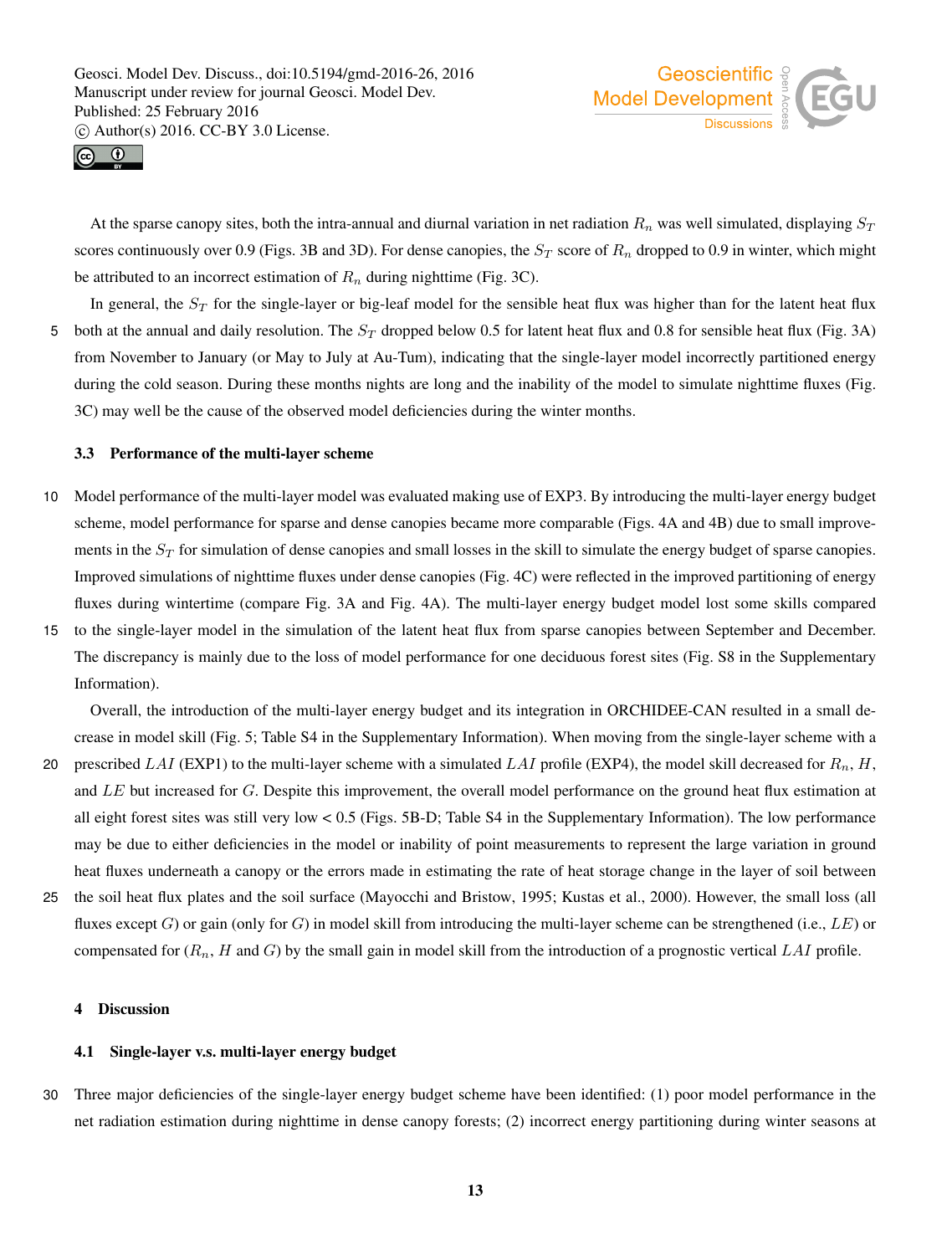At the sparse canopy sites, both the intra-annual and diurnal variation in net radiation $R_n$ was well simulated, displaying $S_T$ scores continuously over 0.9 (Figs. 3B and 3D). For dense canopies, the $S_T$ score of $R_n$ dropped to 0.9 in winter, which might be attributed to an incorrect estimation of $R_n$ during nighttime (Fig. 3C).

In general, the $S_T$ for the single-layer or big-leaf model for the sensible heat flux was higher than for the latent heat flux both at the annual and daily resolution. The $S_T$ dropped below 0.5 for latent heat flux and 0.8 for sensible heat flux (Fig. 3A) from November to January (or May to July at Au-Tum), indicating that the single-layer model incorrectly partitioned energy during the cold season. During these months nights are long and the inability of the model to simulate nighttime fluxes (Fig. 3C) may well be the cause of the observed model deficiencies during the winter months.

### 3.3 Performance of the multi-layer scheme

Model performance of the multi-layer model was evaluated making use of EXP3. By introducing the multi-layer energy budget scheme, model performance for sparse and dense canopies became more comparable (Figs. 4A and 4B) due to small improvements in the $S_T$ for simulation of dense canopies and small losses in the skill to simulate the energy budget of sparse canopies. Improved simulations of nighttime fluxes under dense canopies (Fig. 4C) were reflected in the improved partitioning of energy fluxes during wintertime (compare Fig. 3A and Fig. 4A). The multi-layer energy budget model lost some skills compared to the single-layer model in the simulation of the latent heat flux from sparse canopies between September and December. The discrepancy is mainly due to the loss of model performance for one deciduous forest sites (Fig. S8 in the Supplementary Information).

Overall, the introduction of the multi-layer energy budget and its integration in ORCHIDEE-CAN resulted in a small decrease in model skill (Fig. 5; Table S4 in the Supplementary Information). When moving from the single-layer scheme with a prescribed $LAI$ (EXP1) to the multi-layer scheme with a simulated $LAI$ profile (EXP4), the model skill decreased for $R_n$, $H$, and $LE$ but increased for $G$. Despite this improvement, the overall model performance on the ground heat flux estimation at all eight forest sites was still very low < 0.5 (Figs. 5B-D; Table S4 in the Supplementary Information). The low performance may be due to either deficiencies in the model or inability of point measurements to represent the large variation in ground heat fluxes underneath a canopy or the errors made in estimating the rate of heat storage change in the layer of soil between the soil heat flux plates and the soil surface (Mayocchi and Bristow, 1995; Kustas et al., 2000). However, the small loss (all fluxes except $G$) or gain (only for $G$) in model skill from introducing the multi-layer scheme can be strengthened (i.e., $LE$) or compensated for ($R_n$, $H$ and $G$) by the small gain in model skill from the introduction of a prognostic vertical $LAI$ profile.

## 4 Discussion

### 4.1 Single-layer v.s. multi-layer energy budget

Three major deficiencies of the single-layer energy budget scheme have been identified: (1) poor model performance in the net radiation estimation during nighttime in dense canopy forests; (2) incorrect energy partitioning during winter seasons at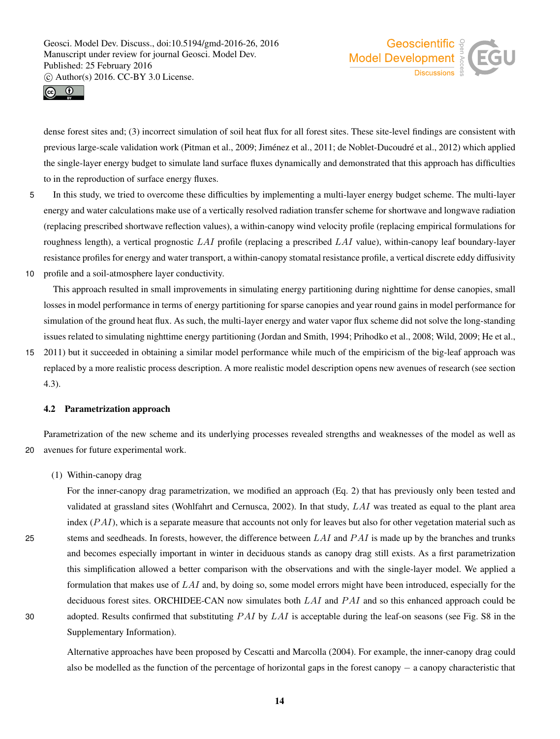dense forest sites and; (3) incorrect simulation of soil heat flux for all forest sites. These site-level findings are consistent with previous large-scale validation work (Pitman et al., 2009; Jiménez et al., 2011; de Noblet-Ducoudré et al., 2012) which applied the single-layer energy budget to simulate land surface fluxes dynamically and demonstrated that this approach has difficulties to in the reproduction of surface energy fluxes.

In this study, we tried to overcome these difficulties by implementing a multi-layer energy budget scheme. The multi-layer energy and water calculations make use of a vertically resolved radiation transfer scheme for shortwave and longwave radiation (replacing prescribed shortwave reflection values), a within-canopy wind velocity profile (replacing empirical formulations for roughness length), a vertical prognostic $LAI$ profile (replacing a prescribed $LAI$ value), within-canopy leaf boundary-layer resistance profiles for energy and water transport, a within-canopy stomatal resistance profile, a vertical discrete eddy diffusivity profile and a soil-atmosphere layer conductivity.

This approach resulted in small improvements in simulating energy partitioning during nighttime for dense canopies, small losses in model performance in terms of energy partitioning for sparse canopies and year round gains in model performance for simulation of the ground heat flux. As such, the multi-layer energy and water vapor flux scheme did not solve the long-standing issues related to simulating nighttime energy partitioning (Jordan and Smith, 1994; Prihodko et al., 2008; Wild, 2009; He et al., 2011) but it succeeded in obtaining a similar model performance while much of the empiricism of the big-leaf approach was replaced by a more realistic process description. A more realistic model description opens new avenues of research (see section 4.3).

### 4.2 Parametrization approach

Parametrization of the new scheme and its underlying processes revealed strengths and weaknesses of the model as well as avenues for future experimental work.

(1) Within-canopy drag

For the inner-canopy drag parametrization, we modified an approach (Eq. 2) that has previously only been tested and validated at grassland sites (Wohlfahrt and Cernusca, 2002). In that study, $LAI$ was treated as equal to the plant area index ($PAI$), which is a separate measure that accounts not only for leaves but also for other vegetation material such as stems and seedheads. In forests, however, the difference between $LAI$ and $PAI$ is made up by the branches and trunks and becomes especially important in winter in deciduous stands as canopy drag still exists. As a first parametrization this simplification allowed a better comparison with the observations and with the single-layer model. We applied a formulation that makes use of $LAI$ and, by doing so, some model errors might have been introduced, especially for the deciduous forest sites. ORCHIDEE-CAN now simulates both $LAI$ and $PAI$ and so this enhanced approach could be adopted. Results confirmed that substituting $PAI$ by $LAI$ is acceptable during the leaf-on seasons (see Fig. S8 in the Supplementary Information).

Alternative approaches have been proposed by Cescatti and Marcolla (2004). For example, the inner-canopy drag could also be modelled as the function of the percentage of horizontal gaps in the forest canopy – a canopy characteristic that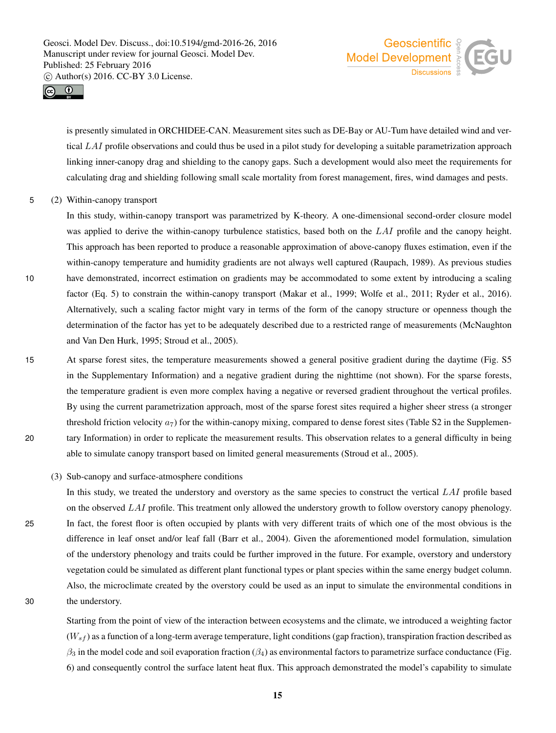is presently simulated in ORCHIDEE-CAN. Measurement sites such as DE-Bay or AU-Tum have detailed wind and vertical $LAI$ profile observations and could thus be used in a pilot study for developing a suitable parametrization approach linking inner-canopy drag and shielding to the canopy gaps. Such a development would also meet the requirements for calculating drag and shielding following small scale mortality from forest management, fires, wind damages and pests.

(2) Within-canopy transport

In this study, within-canopy transport was parametrized by K-theory. A one-dimensional second-order closure model was applied to derive the within-canopy turbulence statistics, based both on the $LAI$ profile and the canopy height. This approach has been reported to produce a reasonable approximation of above-canopy fluxes estimation, even if the within-canopy temperature and humidity gradients are not always well captured (Raupach, 1989). As previous studies have demonstrated, incorrect estimation on gradients may be accommodated to some extent by introducing a scaling factor (Eq. 5) to constrain the within-canopy transport (Makar et al., 1999; Wolfe et al., 2011; Ryder et al., 2016). Alternatively, such a scaling factor might vary in terms of the form of the canopy structure or openness though the determination of the factor has yet to be adequately described due to a restricted range of measurements (McNaughton and Van Den Hurk, 1995; Stroud et al., 2005).

At sparse forest sites, the temperature measurements showed a general positive gradient during the daytime (Fig. S5 in the Supplementary Information) and a negative gradient during the nighttime (not shown). For the sparse forests, the temperature gradient is even more complex having a negative or reversed gradient throughout the vertical profiles. By using the current parametrization approach, most of the sparse forest sites required a higher sheer stress (a stronger threshold friction velocity $a_7$) for the within-canopy mixing, compared to dense forest sites (Table S2 in the Supplementary Information) in order to replicate the measurement results. This observation relates to a general difficulty in being able to simulate canopy transport based on limited general measurements (Stroud et al., 2005).

(3) Sub-canopy and surface-atmosphere conditions

In this study, we treated the understory and overstory as the same species to construct the vertical $LAI$ profile based on the observed $LAI$ profile. This treatment only allowed the understory growth to follow overstory canopy phenology. In fact, the forest floor is often occupied by plants with very different traits of which one of the most obvious is the difference in leaf onset and/or leaf fall (Barr et al., 2004). Given the aforementioned model formulation, simulation of the understory phenology and traits could be further improved in the future. For example, overstory and understory vegetation could be simulated as different plant functional types or plant species within the same energy budget column. Also, the microclimate created by the overstory could be used as an input to simulate the environmental conditions in the understory.

Starting from the point of view of the interaction between ecosystems and the climate, we introduced a weighting factor ($W_{sf}$) as a function of a long-term average temperature, light conditions (gap fraction), transpiration fraction described as $\beta_3$ in the model code and soil evaporation fraction ($\beta_4$) as environmental factors to parametrize surface conductance (Fig. 6) and consequently control the surface latent heat flux. This approach demonstrated the model's capability to simulate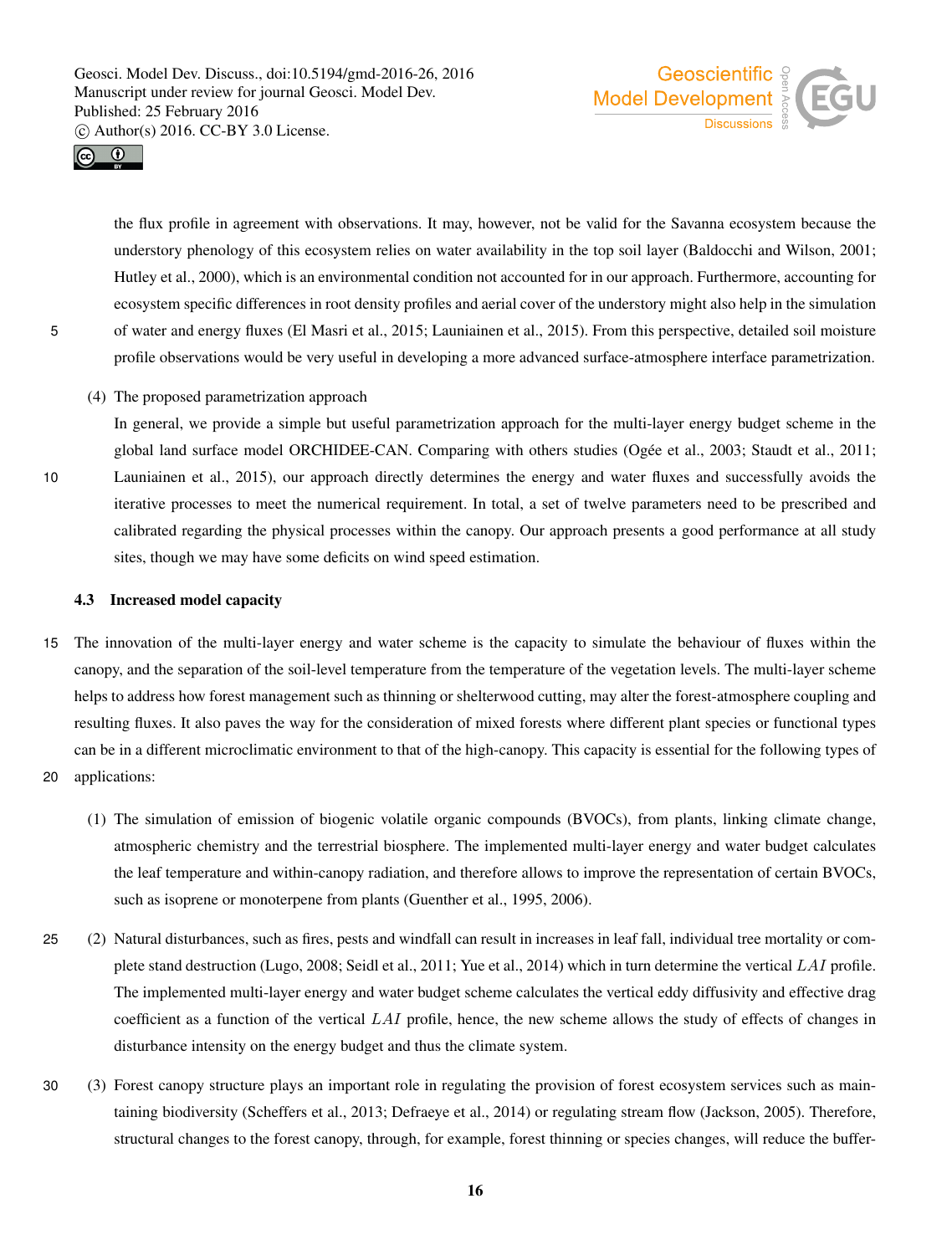the flux profile in agreement with observations. It may, however, not be valid for the Savanna ecosystem because the understory phenology of this ecosystem relies on water availability in the top soil layer (Baldocchi and Wilson, 2001; Hutley et al., 2000), which is an environmental condition not accounted for in our approach. Furthermore, accounting for ecosystem specific differences in root density profiles and aerial cover of the understory might also help in the simulation of water and energy fluxes (El Masri et al., 2015; Launiainen et al., 2015). From this perspective, detailed soil moisture profile observations would be very useful in developing a more advanced surface-atmosphere interface parametrization.

(4) The proposed parametrization approach

In general, we provide a simple but useful parametrization approach for the multi-layer energy budget scheme in the global land surface model ORCHIDEE-CAN. Comparing with others studies (Ogée et al., 2003; Staudt et al., 2011; Launiainen et al., 2015), our approach directly determines the energy and water fluxes and successfully avoids the iterative processes to meet the numerical requirement. In total, a set of twelve parameters need to be prescribed and calibrated regarding the physical processes within the canopy. Our approach presents a good performance at all study sites, though we may have some deficits on wind speed estimation.

### 4.3 Increased model capacity

The innovation of the multi-layer energy and water scheme is the capacity to simulate the behaviour of fluxes within the canopy, and the separation of the soil-level temperature from the temperature of the vegetation levels. The multi-layer scheme helps to address how forest management such as thinning or shelterwood cutting, may alter the forest-atmosphere coupling and resulting fluxes. It also paves the way for the consideration of mixed forests where different plant species or functional types can be in a different microclimatic environment to that of the high-canopy. This capacity is essential for the following types of applications:

(1) The simulation of emission of biogenic volatile organic compounds (BVOCs), from plants, linking climate change, atmospheric chemistry and the terrestrial biosphere. The implemented multi-layer energy and water budget calculates the leaf temperature and within-canopy radiation, and therefore allows to improve the representation of certain BVOCs, such as isoprene or monoterpene from plants (Guenther et al., 1995, 2006).

(2) Natural disturbances, such as fires, pests and windfall can result in increases in leaf fall, individual tree mortality or complete stand destruction (Lugo, 2008; Seidl et al., 2011; Yue et al., 2014) which in turn determine the vertical $LAI$ profile. The implemented multi-layer energy and water budget scheme calculates the vertical eddy diffusivity and effective drag coefficient as a function of the vertical $LAI$ profile, hence, the new scheme allows the study of effects of changes in disturbance intensity on the energy budget and thus the climate system.

(3) Forest canopy structure plays an important role in regulating the provision of forest ecosystem services such as maintaining biodiversity (Scheffers et al., 2013; Defraeye et al., 2014) or regulating stream flow (Jackson, 2005). Therefore, structural changes to the forest canopy, through, for example, forest thinning or species changes, will reduce the buffer-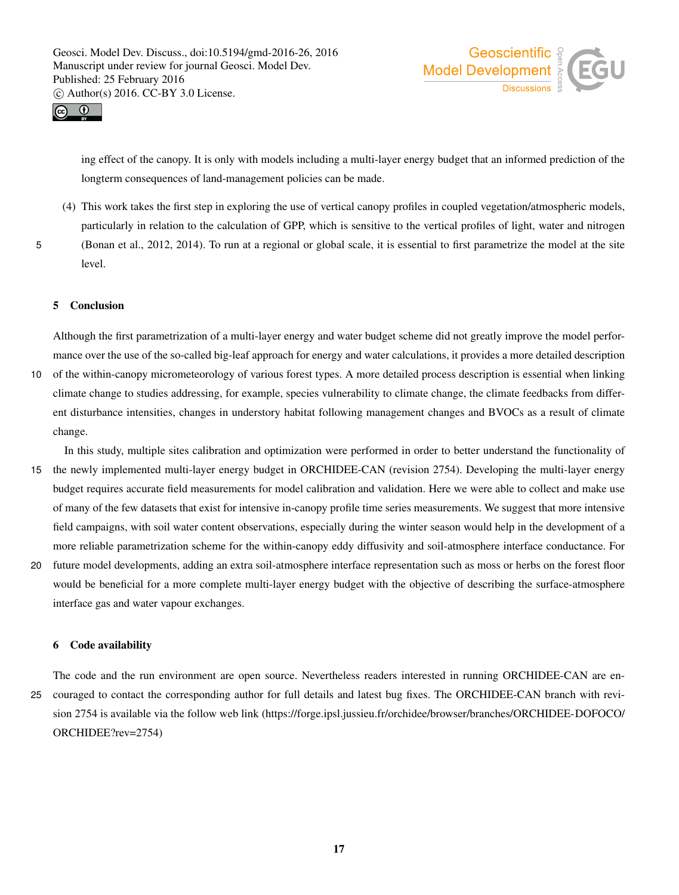ing effect of the canopy. It is only with models including a multi-layer energy budget that an informed prediction of the longterm consequences of land-management policies can be made.

(4) This work takes the first step in exploring the use of vertical canopy profiles in coupled vegetation/atmospheric models, particularly in relation to the calculation of GPP, which is sensitive to the vertical profiles of light, water and nitrogen (Bonan et al., 2012, 2014). To run at a regional or global scale, it is essential to first parametrize the model at the site level.

## 5 Conclusion

Although the first parametrization of a multi-layer energy and water budget scheme did not greatly improve the model performance over the use of the so-called big-leaf approach for energy and water calculations, it provides a more detailed description of the within-canopy micrometeorology of various forest types. A more detailed process description is essential when linking climate change to studies addressing, for example, species vulnerability to climate change, the climate feedbacks from different disturbance intensities, changes in understory habitat following management changes and BVOCs as a result of climate change.

In this study, multiple sites calibration and optimization were performed in order to better understand the functionality of the newly implemented multi-layer energy budget in ORCHIDEE-CAN (revision 2754). Developing the multi-layer energy budget requires accurate field measurements for model calibration and validation. Here we were able to collect and make use of many of the few datasets that exist for intensive in-canopy profile time series measurements. We suggest that more intensive field campaigns, with soil water content observations, especially during the winter season would help in the development of a more reliable parametrization scheme for the within-canopy eddy diffusivity and soil-atmosphere interface conductance. For future model developments, adding an extra soil-atmosphere interface representation such as moss or herbs on the forest floor would be beneficial for a more complete multi-layer energy budget with the objective of describing the surface-atmosphere interface gas and water vapour exchanges.

## 6 Code availability

The code and the run environment are open source. Nevertheless readers interested in running ORCHIDEE-CAN are encouraged to contact the corresponding author for full details and latest bug fixes. The ORCHIDEE-CAN branch with revision 2754 is available via the follow web link (https://forge.ipsl.jussieu.fr/orchidee/browser/branches/ORCHIDEE-DOFOCO/ORCHIDEE?rev=2754)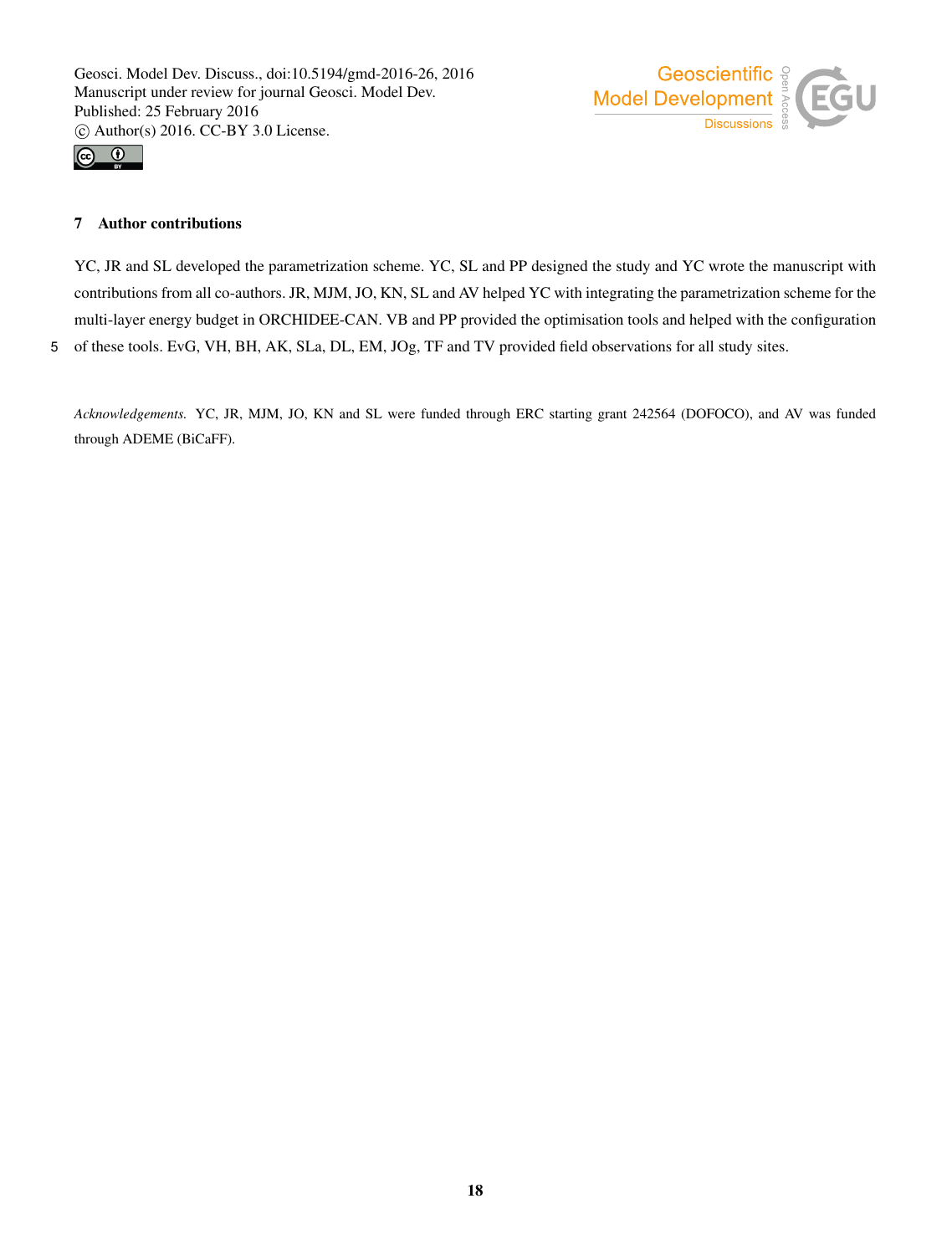## 7 Author contributions

YC, JR and SL developed the parametrization scheme. YC, SL and PP designed the study and YC wrote the manuscript with contributions from all co-authors. JR, MJM, JO, KN, SL and AV helped YC with integrating the parametrization scheme for the multi-layer energy budget in ORCHIDEE-CAN. VB and PP provided the optimisation tools and helped with the configuration of these tools. EvG, VH, BH, AK, SLa, DL, EM, JOg, TF and TV provided field observations for all study sites.

*Acknowledgements.* YC, JR, MJM, JO, KN and SL were funded through ERC starting grant 242564 (DOFOCO), and AV was funded through ADEME (BiCaFF).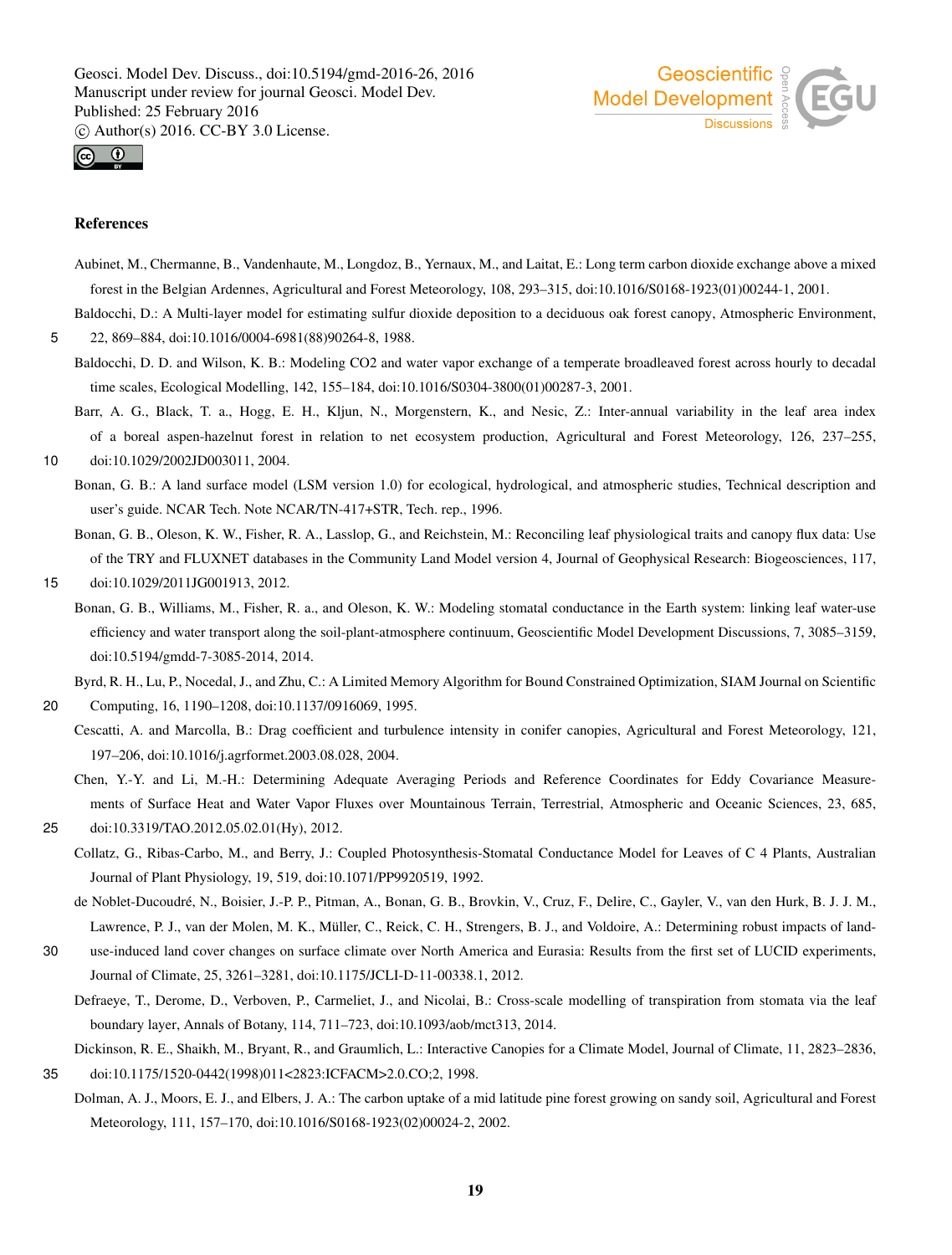## References

Aubinet, M., Chermanne, B., Vandenhaute, M., Longdoz, B., Yernaux, M., and Laitat, E.: Long term carbon dioxide exchange above a mixed forest in the Belgian Ardennes, Agricultural and Forest Meteorology, 108, 293–315, doi:10.1016/S0168-1923(01)00244-1, 2001.

Baldocchi, D.: A Multi-layer model for estimating sulfur dioxide deposition to a deciduous oak forest canopy, Atmospheric Environment, 22, 869–884, doi:10.1016/0004-6981(88)90264-8, 1988.

Baldocchi, D. D. and Wilson, K. B.: Modeling CO2 and water vapor exchange of a temperate broadleaved forest across hourly to decadal time scales, Ecological Modelling, 142, 155–184, doi:10.1016/S0304-3800(01)00287-3, 2001.

Barr, A. G., Black, T. a., Hogg, E. H., Kljun, N., Morgenstern, K., and Nesic, Z.: Inter-annual variability in the leaf area index of a boreal aspen-hazelnut forest in relation to net ecosystem production, Agricultural and Forest Meteorology, 126, 237–255, doi:10.1029/2002JD003011, 2004.

Bonan, G. B.: A land surface model (LSM version 1.0) for ecological, hydrological, and atmospheric studies, Technical description and user's guide. NCAR Tech. Note NCAR/TN-417+STR, Tech. rep., 1996.

Bonan, G. B., Oleson, K. W., Fisher, R. A., Lasslop, G., and Reichstein, M.: Reconciling leaf physiological traits and canopy flux data: Use of the TRY and FLUXNET databases in the Community Land Model version 4, Journal of Geophysical Research: Biogeosciences, 117, doi:10.1029/2011JG001913, 2012.

Bonan, G. B., Williams, M., Fisher, R. a., and Oleson, K. W.: Modeling stomatal conductance in the Earth system: linking leaf water-use efficiency and water transport along the soil-plant-atmosphere continuum, Geoscientific Model Development Discussions, 7, 3085–3159, doi:10.5194/gmdd-7-3085-2014, 2014.

Byrd, R. H., Lu, P., Nocedal, J., and Zhu, C.: A Limited Memory Algorithm for Bound Constrained Optimization, SIAM Journal on Scientific Computing, 16, 1190–1208, doi:10.1137/0916069, 1995.

Cescatti, A. and Marcolla, B.: Drag coefficient and turbulence intensity in conifer canopies, Agricultural and Forest Meteorology, 121, 197–206, doi:10.1016/j.agrformet.2003.08.028, 2004.

Chen, Y.-Y. and Li, M.-H.: Determining Adequate Averaging Periods and Reference Coordinates for Eddy Covariance Measurements of Surface Heat and Water Vapor Fluxes over Mountainous Terrain, Terrestrial, Atmospheric and Oceanic Sciences, 23, 685, doi:10.3319/TAO.2012.05.02.01(Hy), 2012.

Collatz, G., Ribas-Carbo, M., and Berry, J.: Coupled Photosynthesis-Stomatal Conductance Model for Leaves of C 4 Plants, Australian Journal of Plant Physiology, 19, 519, doi:10.1071/PP9920519, 1992.

de Noblet-Ducoudré, N., Boisier, J.-P. P., Pitman, A., Bonan, G. B., Brovkin, V., Cruz, F., Delire, C., Gayler, V., van den Hurk, B. J. J. M., Lawrence, P. J., van der Molen, M. K., Müller, C., Reick, C. H., Strengers, B. J., and Voldoire, A.: Determining robust impacts of land-use-induced land cover changes on surface climate over North America and Eurasia: Results from the first set of LUCID experiments, Journal of Climate, 25, 3261–3281, doi:10.1175/JCLI-D-11-00338.1, 2012.

Defraeye, T., Derome, D., Verboven, P., Carmeliet, J., and Nicolai, B.: Cross-scale modelling of transpiration from stomata via the leaf boundary layer, Annals of Botany, 114, 711–723, doi:10.1093/aob/mct313, 2014.

Dickinson, R. E., Shaikh, M., Bryant, R., and Graumlich, L.: Interactive Canopies for a Climate Model, Journal of Climate, 11, 2823–2836, doi:10.1175/1520-0442(1998)011<2823:ICFACM>2.0.CO;2, 1998.

Dolman, A. J., Moors, E. J., and Elbers, J. A.: The carbon uptake of a mid latitude pine forest growing on sandy soil, Agricultural and Forest Meteorology, 111, 157–170, doi:10.1016/S0168-1923(02)00024-2, 2002.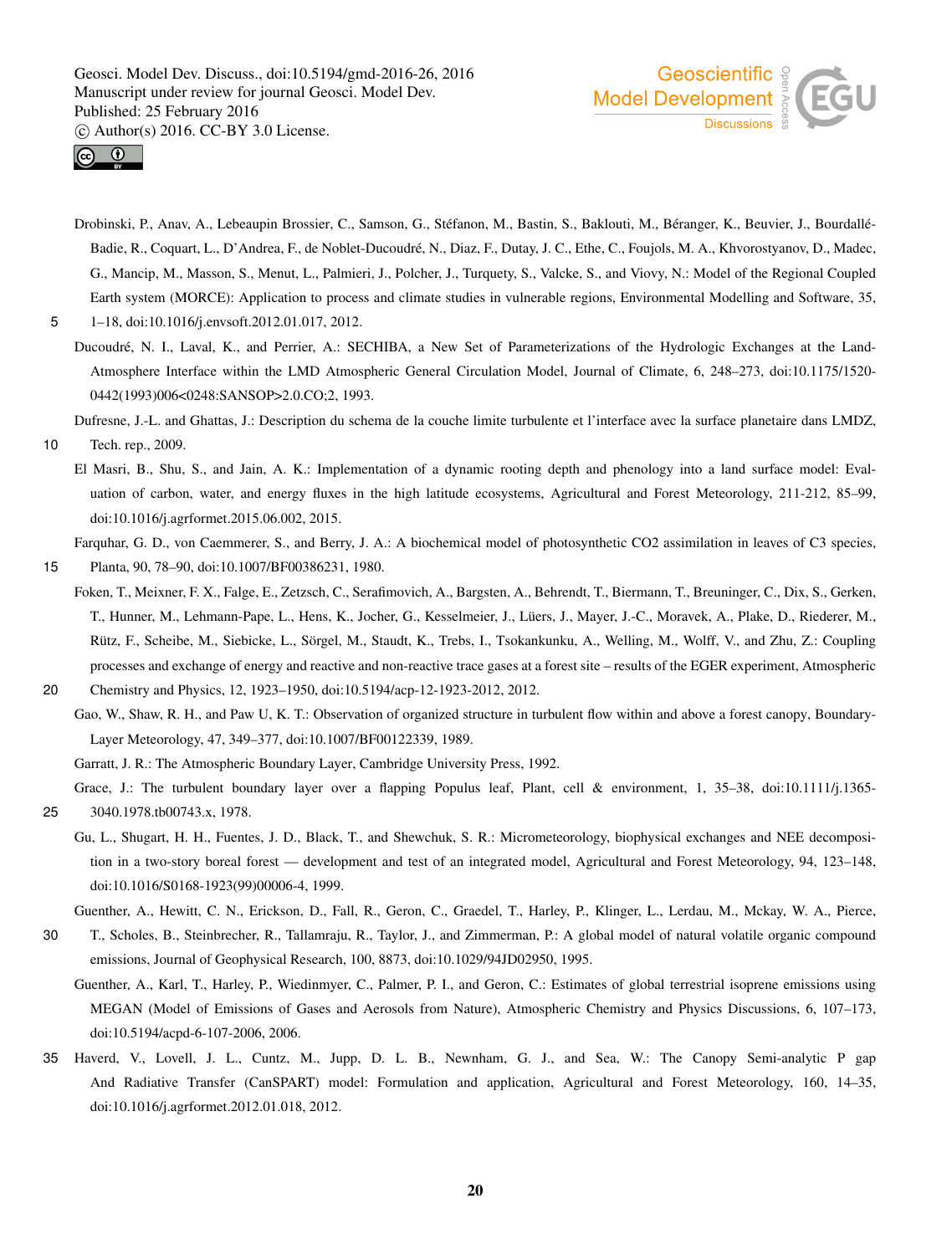Drobinski, P., Anav, A., Lebeaupin Brossier, C., Samson, G., Stéfanon, M., Bastin, S., Baklouti, M., Béranger, K., Beuvier, J., Bourdallé-Badie, R., Coquart, L., D'Andrea, F., de Noblet-Ducoudré, N., Diaz, F., Dutay, J. C., Ethe, C., Foujols, M. A., Khvorostyanov, D., Madec, G., Mancip, M., Masson, S., Menut, L., Palmieri, J., Polcher, J., Turquety, S., Valcke, S., and Viovy, N.: Model of the Regional Coupled Earth system (MORCE): Application to process and climate studies in vulnerable regions, Environmental Modelling and Software, 35, 1–18, doi:10.1016/j.envsoft.2012.01.017, 2012.

Ducoudré, N. I., Laval, K., and Perrier, A.: SECHIBA, a New Set of Parameterizations of the Hydrologic Exchanges at the Land-Atmosphere Interface within the LMD Atmospheric General Circulation Model, Journal of Climate, 6, 248–273, doi:10.1175/1520-0442(1993)006<0248:SANSOP>2.0.CO;2, 1993.

Dufresne, J.-L. and Ghattas, J.: Description du schema de la couche limite turbulente et l'interface avec la surface planetaire dans LMDZ, Tech. rep., 2009.

El Masri, B., Shu, S., and Jain, A. K.: Implementation of a dynamic rooting depth and phenology into a land surface model: Evaluation of carbon, water, and energy fluxes in the high latitude ecosystems, Agricultural and Forest Meteorology, 211-212, 85–99, doi:10.1016/j.agrformet.2015.06.002, 2015.

Farquhar, G. D., von Caemmerer, S., and Berry, J. A.: A biochemical model of photosynthetic CO2 assimilation in leaves of C3 species, Planta, 90, 78–90, doi:10.1007/BF00386231, 1980.

Foken, T., Meixner, F. X., Falge, E., Zetzsch, C., Serafimovich, A., Bargsten, A., Behrendt, T., Biermann, T., Breuninger, C., Dix, S., Gerken, T., Hunner, M., Lehmann-Pape, L., Hens, K., Jocher, G., Kesselmeier, J., Lüers, J., Mayer, J.-C., Moravek, A., Plake, D., Riederer, M., Rütz, F., Scheibe, M., Siebicke, L., Sörgel, M., Staudt, K., Trebs, I., Tsokankunku, A., Welling, M., Wolff, V., and Zhu, Z.: Coupling processes and exchange of energy and reactive and non-reactive trace gases at a forest site – results of the EGER experiment, Atmospheric Chemistry and Physics, 12, 1923–1950, doi:10.5194/acp-12-1923-2012, 2012.

Gao, W., Shaw, R. H., and Paw U, K. T.: Observation of organized structure in turbulent flow within and above a forest canopy, Boundary-Layer Meteorology, 47, 349–377, doi:10.1007/BF00122339, 1989.

Garratt, J. R.: The Atmospheric Boundary Layer, Cambridge University Press, 1992.

Grace, J.: The turbulent boundary layer over a flapping Populus leaf, Plant, cell & environment, 1, 35–38, doi:10.1111/j.1365-3040.1978.tb00743.x, 1978.

Gu, L., Shugart, H. H., Fuentes, J. D., Black, T., and Shewchuk, S. R.: Micrometeorology, biophysical exchanges and NEE decomposition in a two-story boreal forest — development and test of an integrated model, Agricultural and Forest Meteorology, 94, 123–148, doi:10.1016/S0168-1923(99)00006-4, 1999.

Guenther, A., Hewitt, C. N., Erickson, D., Fall, R., Geron, C., Graedel, T., Harley, P., Klinger, L., Lerdau, M., Mckay, W. A., Pierce, T., Scholes, B., Steinbrecher, R., Tallamraju, R., Taylor, J., and Zimmerman, P.: A global model of natural volatile organic compound emissions, Journal of Geophysical Research, 100, 8873, doi:10.1029/94JD02950, 1995.

Guenther, A., Karl, T., Harley, P., Wiedinmyer, C., Palmer, P. I., and Geron, C.: Estimates of global terrestrial isoprene emissions using MEGAN (Model of Emissions of Gases and Aerosols from Nature), Atmospheric Chemistry and Physics Discussions, 6, 107–173, doi:10.5194/acpd-6-107-2006, 2006.

Haverd, V., Lovell, J. L., Cuntz, M., Jupp, D. L. B., Newnham, G. J., and Sea, W.: The Canopy Semi-analytic P gap And Radiative Transfer (CanSPART) model: Formulation and application, Agricultural and Forest Meteorology, 160, 14–35, doi:10.1016/j.agrformet.2012.01.018, 2012.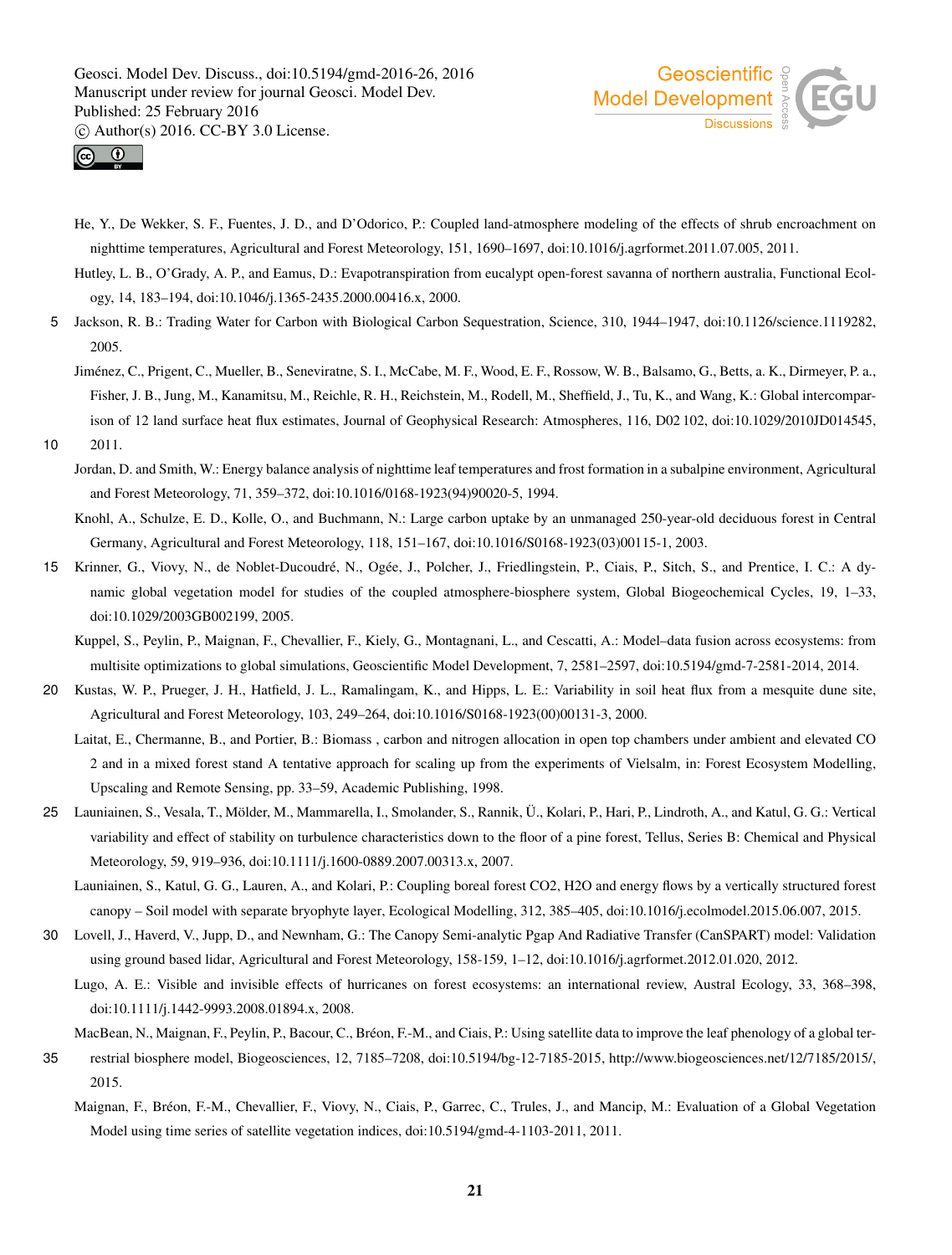He, Y., De Wekker, S. F., Fuentes, J. D., and D'Odorico, P.: Coupled land-atmosphere modeling of the effects of shrub encroachment on nighttime temperatures, Agricultural and Forest Meteorology, 151, 1690–1697, doi:10.1016/j.agrformet.2011.07.005, 2011.

Hutley, L. B., O'Grady, A. P., and Eamus, D.: Evapotranspiration from eucalypt open-forest savanna of northern australia, Functional Ecology, 14, 183–194, doi:10.1046/j.1365-2435.2000.00416.x, 2000.

Jackson, R. B.: Trading Water for Carbon with Biological Carbon Sequestration, Science, 310, 1944–1947, doi:10.1126/science.1119282, 2005.

Jiménez, C., Prigent, C., Mueller, B., Seneviratne, S. I., McCabe, M. F., Wood, E. F., Rossow, W. B., Balsamo, G., Betts, a. K., Dirmeyer, P. a., Fisher, J. B., Jung, M., Kanamitsu, M., Reichle, R. H., Reichstein, M., Rodell, M., Sheffield, J., Tu, K., and Wang, K.: Global intercomparison of 12 land surface heat flux estimates, Journal of Geophysical Research: Atmospheres, 116, D02 102, doi:10.1029/2010JD014545, 2011.

Jordan, D. and Smith, W.: Energy balance analysis of nighttime leaf temperatures and frost formation in a subalpine environment, Agricultural and Forest Meteorology, 71, 359–372, doi:10.1016/0168-1923(94)90020-5, 1994.

Knohl, A., Schulze, E. D., Kolle, O., and Buchmann, N.: Large carbon uptake by an unmanaged 250-year-old deciduous forest in Central Germany, Agricultural and Forest Meteorology, 118, 151–167, doi:10.1016/S0168-1923(03)00115-1, 2003.

Krinner, G., Viovy, N., de Noblet-Ducoudré, N., Ogée, J., Polcher, J., Friedlingstein, P., Ciais, P., Sitch, S., and Prentice, I. C.: A dynamic global vegetation model for studies of the coupled atmosphere-biosphere system, Global Biogeochemical Cycles, 19, 1–33, doi:10.1029/2003GB002199, 2005.

Kuppel, S., Peylin, P., Maignan, F., Chevallier, F., Kiely, G., Montagnani, L., and Cescatti, A.: Model–data fusion across ecosystems: from multisite optimizations to global simulations, Geoscientific Model Development, 7, 2581–2597, doi:10.5194/gmd-7-2581-2014, 2014.

Kustas, W. P., Prueger, J. H., Hatfield, J. L., Ramalingam, K., and Hipps, L. E.: Variability in soil heat flux from a mesquite dune site, Agricultural and Forest Meteorology, 103, 249–264, doi:10.1016/S0168-1923(00)00131-3, 2000.

Laitat, E., Chermanne, B., and Portier, B.: Biomass , carbon and nitrogen allocation in open top chambers under ambient and elevated CO 2 and in a mixed forest stand A tentative approach for scaling up from the experiments of Vielsalm, in: Forest Ecosystem Modelling, Upscaling and Remote Sensing, pp. 33–59, Academic Publishing, 1998.

Launiainen, S., Vesala, T., Mölder, M., Mammarella, I., Smolander, S., Rannik, Ü., Kolari, P., Hari, P., Lindroth, A., and Katul, G. G.: Vertical variability and effect of stability on turbulence characteristics down to the floor of a pine forest, Tellus, Series B: Chemical and Physical Meteorology, 59, 919–936, doi:10.1111/j.1600-0889.2007.00313.x, 2007.

Launiainen, S., Katul, G. G., Lauren, A., and Kolari, P.: Coupling boreal forest CO2, H2O and energy flows by a vertically structured forest canopy – Soil model with separate bryophyte layer, Ecological Modelling, 312, 385–405, doi:10.1016/j.ecolmodel.2015.06.007, 2015.

Lovell, J., Haverd, V., Jupp, D., and Newnham, G.: The Canopy Semi-analytic Pgap And Radiative Transfer (CanSPART) model: Validation using ground based lidar, Agricultural and Forest Meteorology, 158-159, 1–12, doi:10.1016/j.agrformet.2012.01.020, 2012.

Lugo, A. E.: Visible and invisible effects of hurricanes on forest ecosystems: an international review, Austral Ecology, 33, 368–398, doi:10.1111/j.1442-9993.2008.01894.x, 2008.

MacBean, N., Maignan, F., Peylin, P., Bacour, C., Bréon, F.-M., and Ciais, P.: Using satellite data to improve the leaf phenology of a global terrestrial biosphere model, Biogeosciences, 12, 7185–7208, doi:10.5194/bg-12-7185-2015, http://www.biogeosciences.net/12/7185/2015/, 2015.

Maignan, F., Bréon, F.-M., Chevallier, F., Viovy, N., Ciais, P., Garrec, C., Trules, J., and Mancip, M.: Evaluation of a Global Vegetation Model using time series of satellite vegetation indices, doi:10.5194/gmd-4-1103-2011, 2011.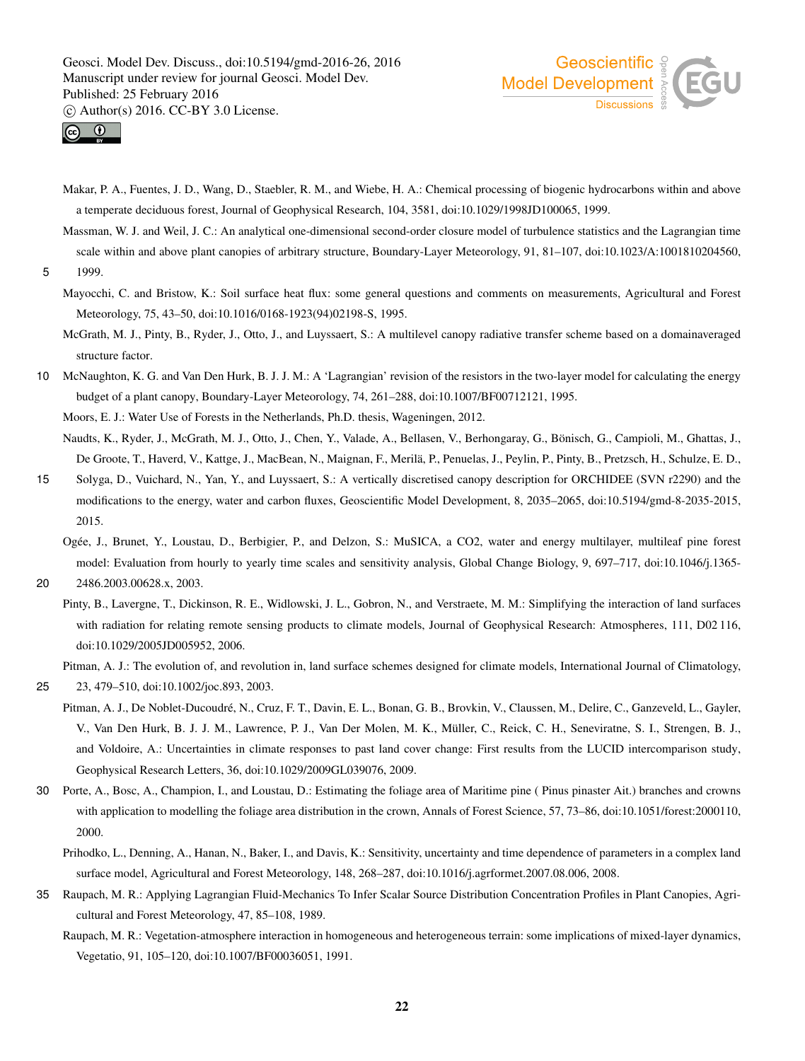Makar, P. A., Fuentes, J. D., Wang, D., Staebler, R. M., and Wiebe, H. A.: Chemical processing of biogenic hydrocarbons within and above a temperate deciduous forest, Journal of Geophysical Research, 104, 3581, doi:10.1029/1998JD100065, 1999.

Massman, W. J. and Weil, J. C.: An analytical one-dimensional second-order closure model of turbulence statistics and the Lagrangian time scale within and above plant canopies of arbitrary structure, Boundary-Layer Meteorology, 91, 81–107, doi:10.1023/A:1001810204560, 1999.

Mayocchi, C. and Bristow, K.: Soil surface heat flux: some general questions and comments on measurements, Agricultural and Forest Meteorology, 75, 43–50, doi:10.1016/0168-1923(94)02198-S, 1995.

McGrath, M. J., Pinty, B., Ryder, J., Otto, J., and Luyssaert, S.: A multilevel canopy radiative transfer scheme based on a domainaveraged structure factor.

McNaughton, K. G. and Van Den Hurk, B. J. J. M.: A 'Lagrangian' revision of the resistors in the two-layer model for calculating the energy budget of a plant canopy, Boundary-Layer Meteorology, 74, 261–288, doi:10.1007/BF00712121, 1995.

Moors, E. J.: Water Use of Forests in the Netherlands, Ph.D. thesis, Wageningen, 2012.

Naudts, K., Ryder, J., McGrath, M. J., Otto, J., Chen, Y., Valade, A., Bellasen, V., Berhongaray, G., Bönisch, G., Campioli, M., Ghattas, J., De Groote, T., Haverd, V., Kattge, J., MacBean, N., Maignan, F., Merilä, P., Penuelas, J., Peylin, P., Pinty, B., Pretzsch, H., Schulze, E. D., Solyga, D., Vuichard, N., Yan, Y., and Luyssaert, S.: A vertically discretised canopy description for ORCHIDEE (SVN r2290) and the modifications to the energy, water and carbon fluxes, Geoscientific Model Development, 8, 2035–2065, doi:10.5194/gmd-8-2035-2015, 2015.

Ogée, J., Brunet, Y., Loustau, D., Berbigier, P., and Delzon, S.: MuSICA, a CO2, water and energy multilayer, multileaf pine forest model: Evaluation from hourly to yearly time scales and sensitivity analysis, Global Change Biology, 9, 697–717, doi:10.1046/j.1365-2486.2003.00628.x, 2003.

Pinty, B., Lavergne, T., Dickinson, R. E., Widlowski, J. L., Gobron, N., and Verstraete, M. M.: Simplifying the interaction of land surfaces with radiation for relating remote sensing products to climate models, Journal of Geophysical Research: Atmospheres, 111, D02 116, doi:10.1029/2005JD005952, 2006.

Pitman, A. J.: The evolution of, and revolution in, land surface schemes designed for climate models, International Journal of Climatology, 23, 479–510, doi:10.1002/joc.893, 2003.

Pitman, A. J., De Noblet-Ducoudré, N., Cruz, F. T., Davin, E. L., Bonan, G. B., Brovkin, V., Claussen, M., Delire, C., Ganzeveld, L., Gayler, V., Van Den Hurk, B. J. J. M., Lawrence, P. J., Van Der Molen, M. K., Müller, C., Reick, C. H., Seneviratne, S. I., Strengen, B. J., and Voldoire, A.: Uncertainties in climate responses to past land cover change: First results from the LUCID intercomparison study, Geophysical Research Letters, 36, doi:10.1029/2009GL039076, 2009.

Porte, A., Bosc, A., Champion, I., and Loustau, D.: Estimating the foliage area of Maritime pine ( Pinus pinaster Ait.) branches and crowns with application to modelling the foliage area distribution in the crown, Annals of Forest Science, 57, 73–86, doi:10.1051/forest:2000110, 2000.

Prihodko, L., Denning, A., Hanan, N., Baker, I., and Davis, K.: Sensitivity, uncertainty and time dependence of parameters in a complex land surface model, Agricultural and Forest Meteorology, 148, 268–287, doi:10.1016/j.agrformet.2007.08.006, 2008.

Raupach, M. R.: Applying Lagrangian Fluid-Mechanics To Infer Scalar Source Distribution Concentration Profiles in Plant Canopies, Agricultural and Forest Meteorology, 47, 85–108, 1989.

Raupach, M. R.: Vegetation-atmosphere interaction in homogeneous and heterogeneous terrain: some implications of mixed-layer dynamics, Vegetatio, 91, 105–120, doi:10.1007/BF00036051, 1991.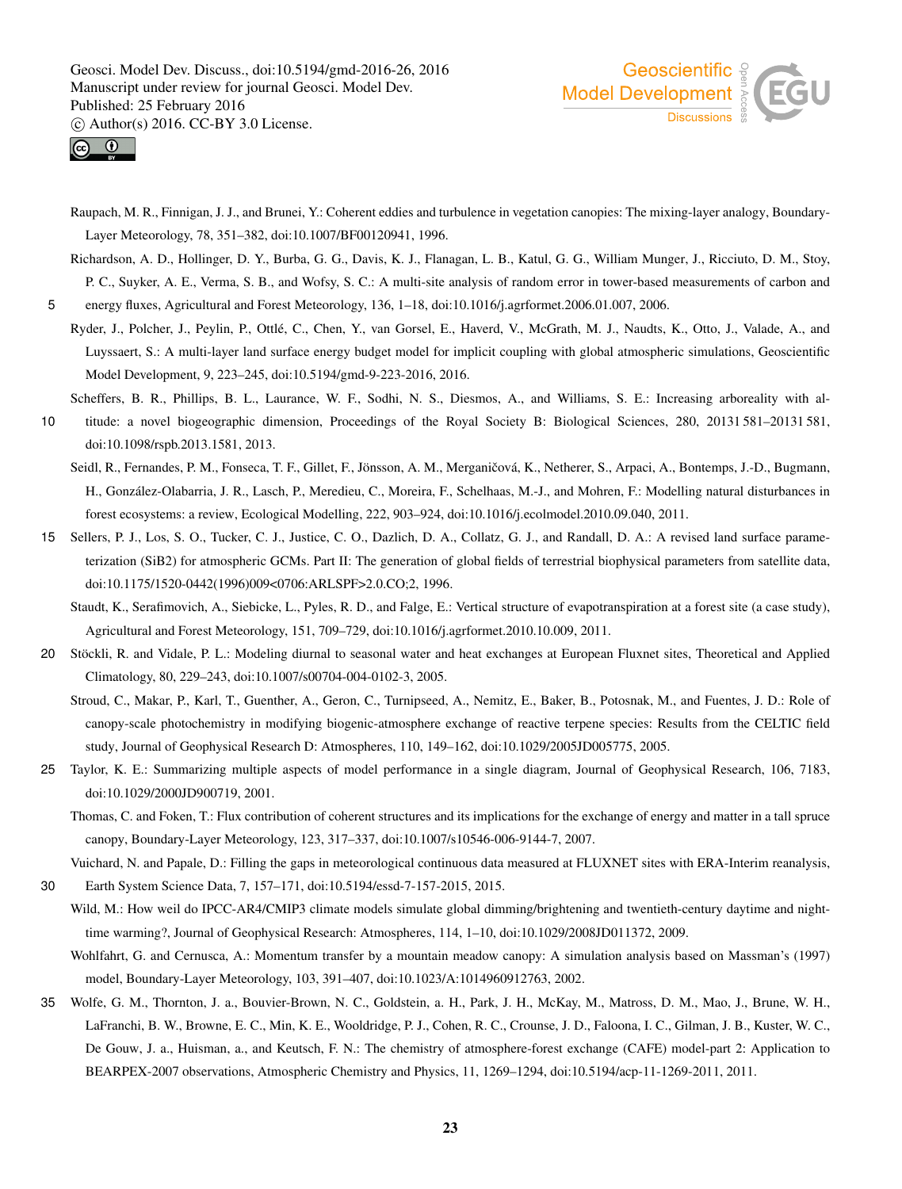Raupach, M. R., Finnigan, J. J., and Brunei, Y.: Coherent eddies and turbulence in vegetation canopies: The mixing-layer analogy, Boundary-Layer Meteorology, 78, 351–382, doi:10.1007/BF00120941, 1996.

Richardson, A. D., Hollinger, D. Y., Burba, G. G., Davis, K. J., Flanagan, L. B., Katul, G. G., William Munger, J., Ricciuto, D. M., Stoy, P. C., Suyker, A. E., Verma, S. B., and Wofsy, S. C.: A multi-site analysis of random error in tower-based measurements of carbon and energy fluxes, Agricultural and Forest Meteorology, 136, 1–18, doi:10.1016/j.agrformet.2006.01.007, 2006.

Ryder, J., Polcher, J., Peylin, P., Ottlé, C., Chen, Y., van Gorsel, E., Haverd, V., McGrath, M. J., Naudts, K., Otto, J., Valade, A., and Luyssaert, S.: A multi-layer land surface energy budget model for implicit coupling with global atmospheric simulations, Geoscientific Model Development, 9, 223–245, doi:10.5194/gmd-9-223-2016, 2016.

Scheffers, B. R., Phillips, B. L., Laurance, W. F., Sodhi, N. S., Diesmos, A., and Williams, S. E.: Increasing arboreality with altitude: a novel biogeographic dimension, Proceedings of the Royal Society B: Biological Sciences, 280, 20131 581–20131 581, doi:10.1098/rspb.2013.1581, 2013.

Seidl, R., Fernandes, P. M., Fonseca, T. F., Gillet, F., Jönsson, A. M., Merganičová, K., Netherer, S., Arpaci, A., Bontemps, J.-D., Bugmann, H., González-Olabarria, J. R., Lasch, P., Meredieu, C., Moreira, F., Schelhaas, M.-J., and Mohren, F.: Modelling natural disturbances in forest ecosystems: a review, Ecological Modelling, 222, 903–924, doi:10.1016/j.ecolmodel.2010.09.040, 2011.

Sellers, P. J., Los, S. O., Tucker, C. J., Justice, C. O., Dazlich, D. A., Collatz, G. J., and Randall, D. A.: A revised land surface parameterization (SiB2) for atmospheric GCMs. Part II: The generation of global fields of terrestrial biophysical parameters from satellite data, doi:10.1175/1520-0442(1996)009<0706:ARLSPF>2.0.CO;2, 1996.

Staudt, K., Serafimovich, A., Siebicke, L., Pyles, R. D., and Falge, E.: Vertical structure of evapotranspiration at a forest site (a case study), Agricultural and Forest Meteorology, 151, 709–729, doi:10.1016/j.agrformet.2010.10.009, 2011.

Stöckli, R. and Vidale, P. L.: Modeling diurnal to seasonal water and heat exchanges at European Fluxnet sites, Theoretical and Applied Climatology, 80, 229–243, doi:10.1007/s00704-004-0102-3, 2005.

Stroud, C., Makar, P., Karl, T., Guenther, A., Geron, C., Turnipseed, A., Nemitz, E., Baker, B., Potosnak, M., and Fuentes, J. D.: Role of canopy-scale photochemistry in modifying biogenic-atmosphere exchange of reactive terpene species: Results from the CELTIC field study, Journal of Geophysical Research D: Atmospheres, 110, 149–162, doi:10.1029/2005JD005775, 2005.

Taylor, K. E.: Summarizing multiple aspects of model performance in a single diagram, Journal of Geophysical Research, 106, 7183, doi:10.1029/2000JD900719, 2001.

Thomas, C. and Foken, T.: Flux contribution of coherent structures and its implications for the exchange of energy and matter in a tall spruce canopy, Boundary-Layer Meteorology, 123, 317–337, doi:10.1007/s10546-006-9144-7, 2007.

Vuichard, N. and Papale, D.: Filling the gaps in meteorological continuous data measured at FLUXNET sites with ERA-Interim reanalysis, Earth System Science Data, 7, 157–171, doi:10.5194/essd-7-157-2015, 2015.

Wild, M.: How weil do IPCC-AR4/CMIP3 climate models simulate global dimming/brightening and twentieth-century daytime and nighttime warming?, Journal of Geophysical Research: Atmospheres, 114, 1–10, doi:10.1029/2008JD011372, 2009.

Wohlfahrt, G. and Cernusca, A.: Momentum transfer by a mountain meadow canopy: A simulation analysis based on Massman's (1997) model, Boundary-Layer Meteorology, 103, 391–407, doi:10.1023/A:1014960912763, 2002.

Wolfe, G. M., Thornton, J. a., Bouvier-Brown, N. C., Goldstein, a. H., Park, J. H., McKay, M., Matross, D. M., Mao, J., Brune, W. H., LaFranchi, B. W., Browne, E. C., Min, K. E., Wooldridge, P. J., Cohen, R. C., Crounse, J. D., Faloona, I. C., Gilman, J. B., Kuster, W. C., De Gouw, J. a., Huisman, a., and Keutsch, F. N.: The chemistry of atmosphere-forest exchange (CAFE) model-part 2: Application to BEARPEX-2007 observations, Atmospheric Chemistry and Physics, 11, 1269–1294, doi:10.5194/acp-11-1269-2011, 2011.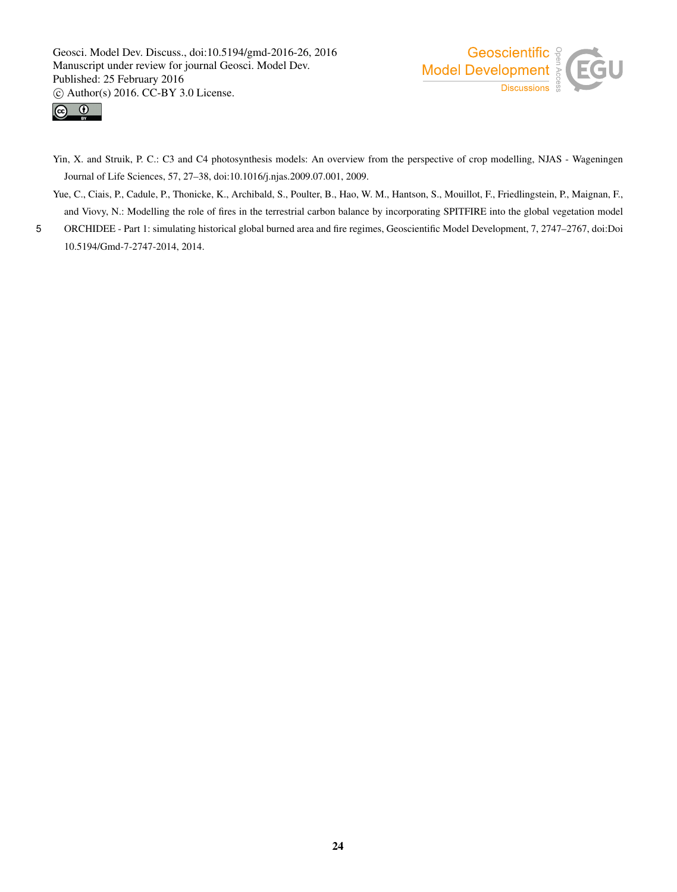Yin, X. and Struik, P. C.: C3 and C4 photosynthesis models: An overview from the perspective of crop modelling, NJAS - Wageningen Journal of Life Sciences, 57, 27–38, doi:10.1016/j.njas.2009.07.001, 2009.

Yue, C., Ciais, P., Cadule, P., Thonicke, K., Archibald, S., Poulter, B., Hao, W. M., Hantson, S., Mouillot, F., Friedlingstein, P., Maignan, F., and Viovy, N.: Modelling the role of fires in the terrestrial carbon balance by incorporating SPITFIRE into the global vegetation model ORCHIDEE - Part 1: simulating historical global burned area and fire regimes, Geoscientific Model Development, 7, 2747–2767, doi:Doi 10.5194/Gmd-7-2747-2014, 2014.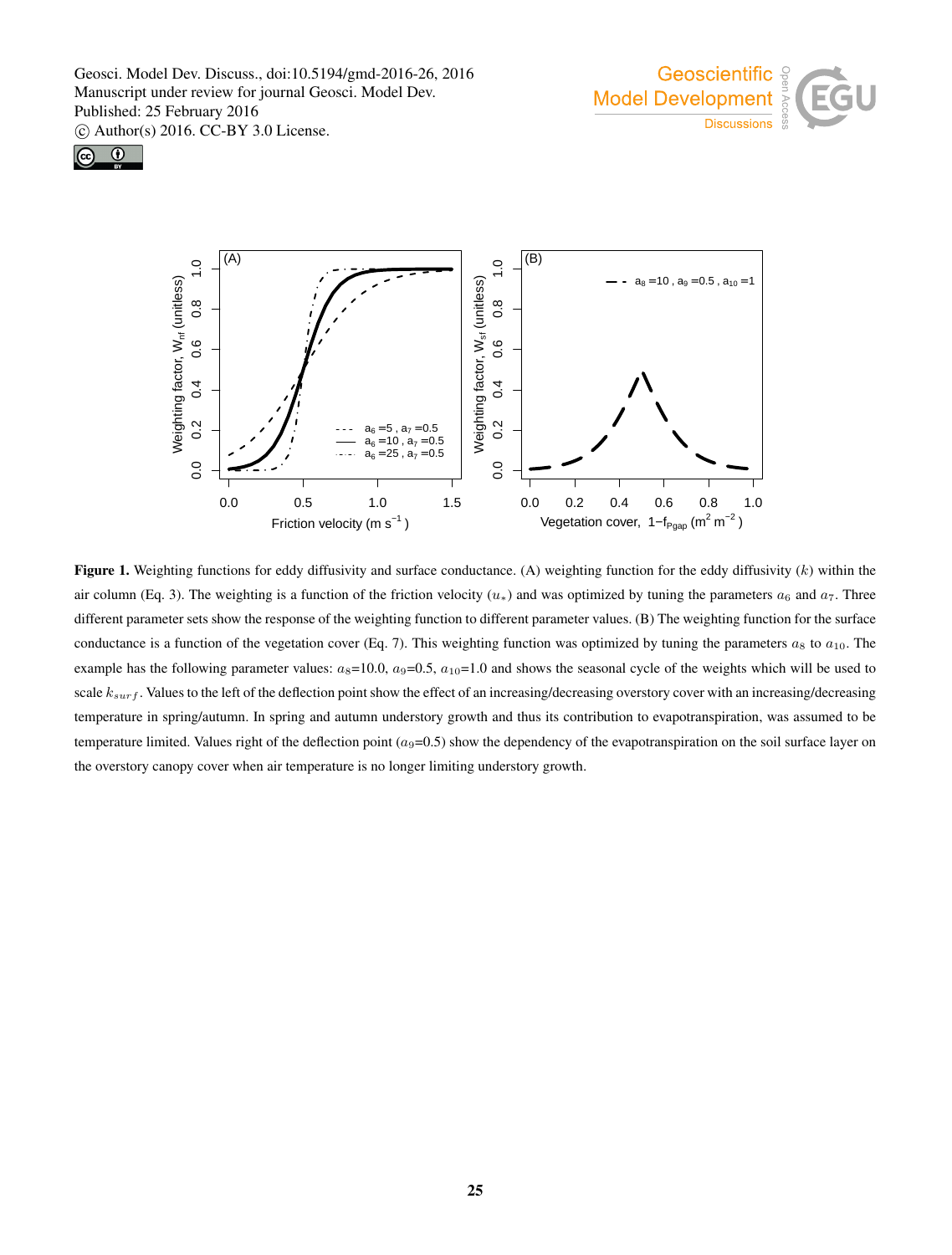**Figure 1.** Weighting functions for eddy diffusivity and surface conductance. (A) weighting function for the eddy diffusivity ($k$) within the air column (Eq. 3). The weighting is a function of the friction velocity ($u_*$) and was optimized by tuning the parameters $a_6$ and $a_7$. Three different parameter sets show the response of the weighting function to different parameter values. (B) The weighting function for the surface conductance is a function of the vegetation cover (Eq. 7). This weighting function was optimized by tuning the parameters $a_8$ to $a_{10}$. The example has the following parameter values: $a_8$=10.0, $a_9$=0.5, $a_{10}$=1.0 and shows the seasonal cycle of the weights which will be used to scale $k_{surf}$. Values to the left of the deflection point show the effect of an increasing/decreasing overstory cover with an increasing/decreasing temperature in spring/autumn. In spring and autumn understory growth and thus its contribution to evapotranspiration, was assumed to be temperature limited. Values right of the deflection point ($a_9$=0.5) show the dependency of the evapotranspiration on the soil surface layer on the overstory canopy cover when air temperature is no longer limiting understory growth.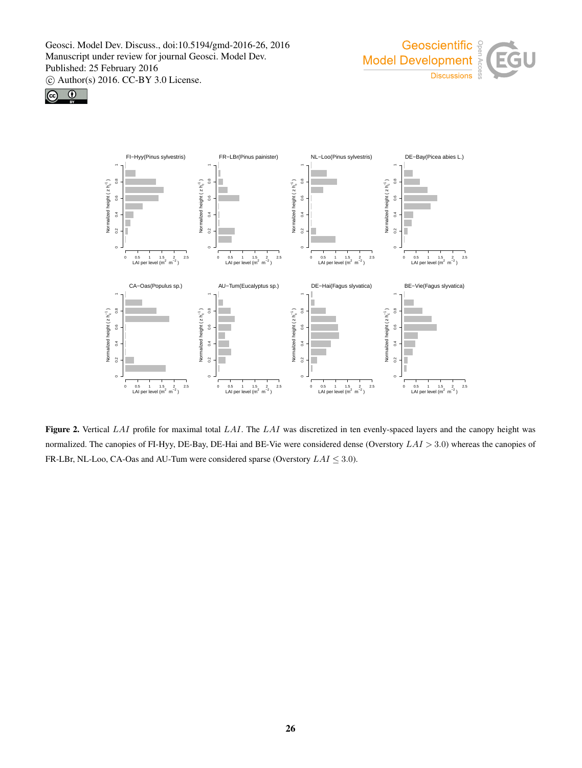**Figure 2.** Vertical $LAI$ profile for maximal total $LAI$. The $LAI$ was discretized in ten evenly-spaced layers and the canopy height was normalized. The canopies of FI-Hyy, DE-Bay, DE-Hai and BE-Vie were considered dense (Overstory $LAI > 3.0$) whereas the canopies of FR-LBr, NL-Loo, CA-Oas and AU-Tum were considered sparse (Overstory $LAI \leq 3.0$).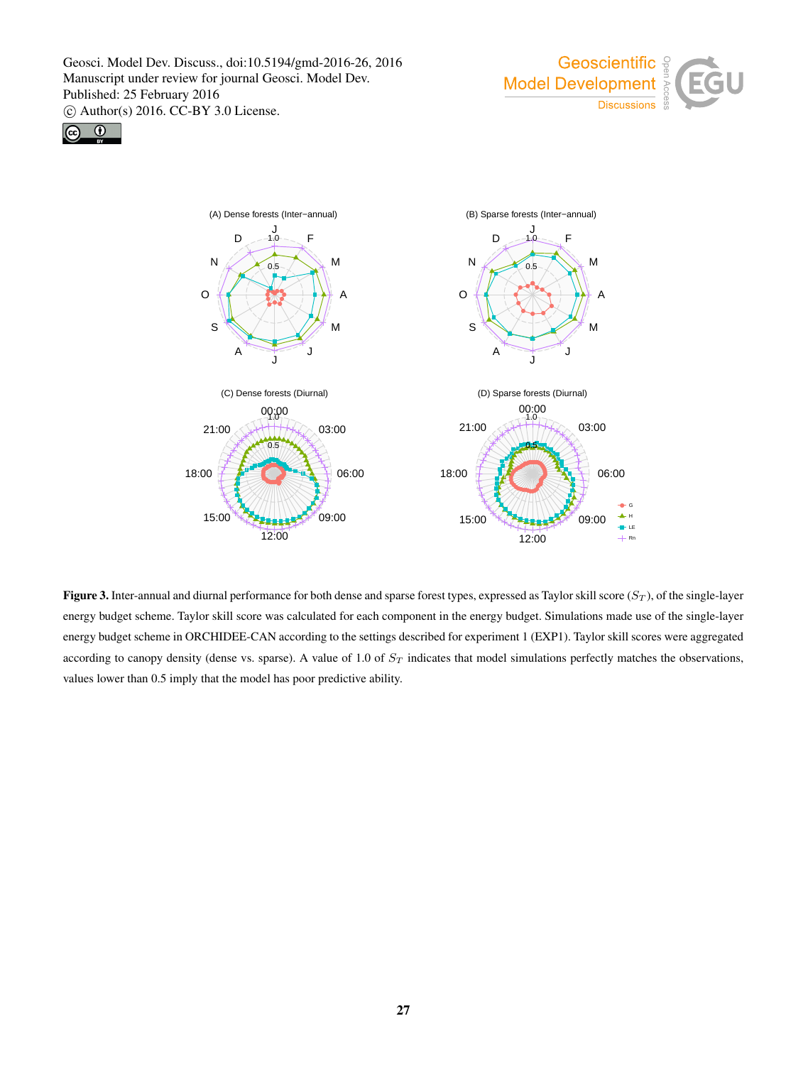**Figure 3.** Inter-annual and diurnal performance for both dense and sparse forest types, expressed as Taylor skill score ($S_T$), of the single-layer energy budget scheme. Taylor skill score was calculated for each component in the energy budget. Simulations made use of the single-layer energy budget scheme in ORCHIDEE-CAN according to the settings described for experiment 1 (EXP1). Taylor skill scores were aggregated according to canopy density (dense vs. sparse). A value of 1.0 of $S_T$ indicates that model simulations perfectly matches the observations, values lower than 0.5 imply that the model has poor predictive ability.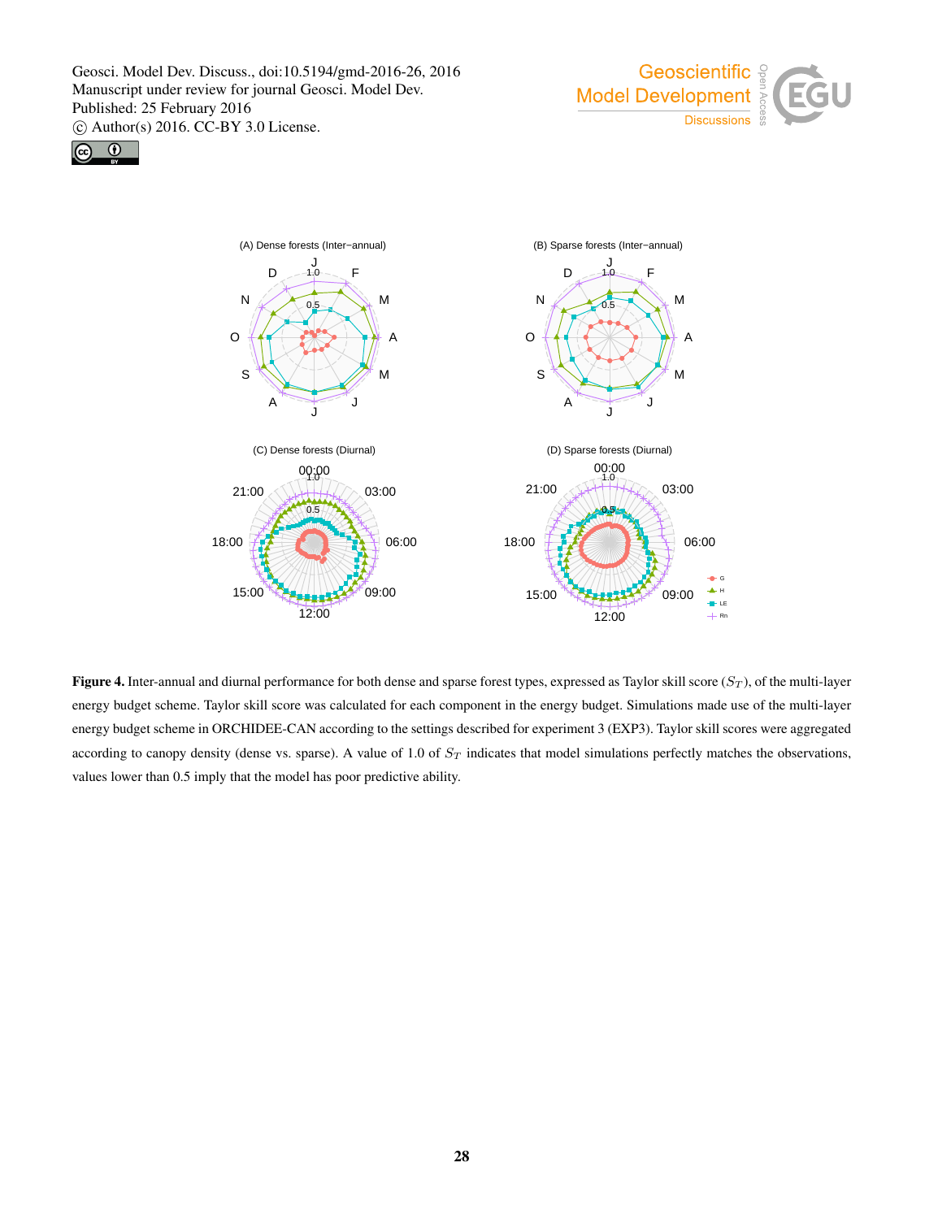**Figure 4.** Inter-annual and diurnal performance for both dense and sparse forest types, expressed as Taylor skill score ($S_T$), of the multi-layer energy budget scheme. Taylor skill score was calculated for each component in the energy budget. Simulations made use of the multi-layer energy budget scheme in ORCHIDEE-CAN according to the settings described for experiment 3 (EXP3). Taylor skill scores were aggregated according to canopy density (dense vs. sparse). A value of 1.0 of $S_T$ indicates that model simulations perfectly matches the observations, values lower than 0.5 imply that the model has poor predictive ability.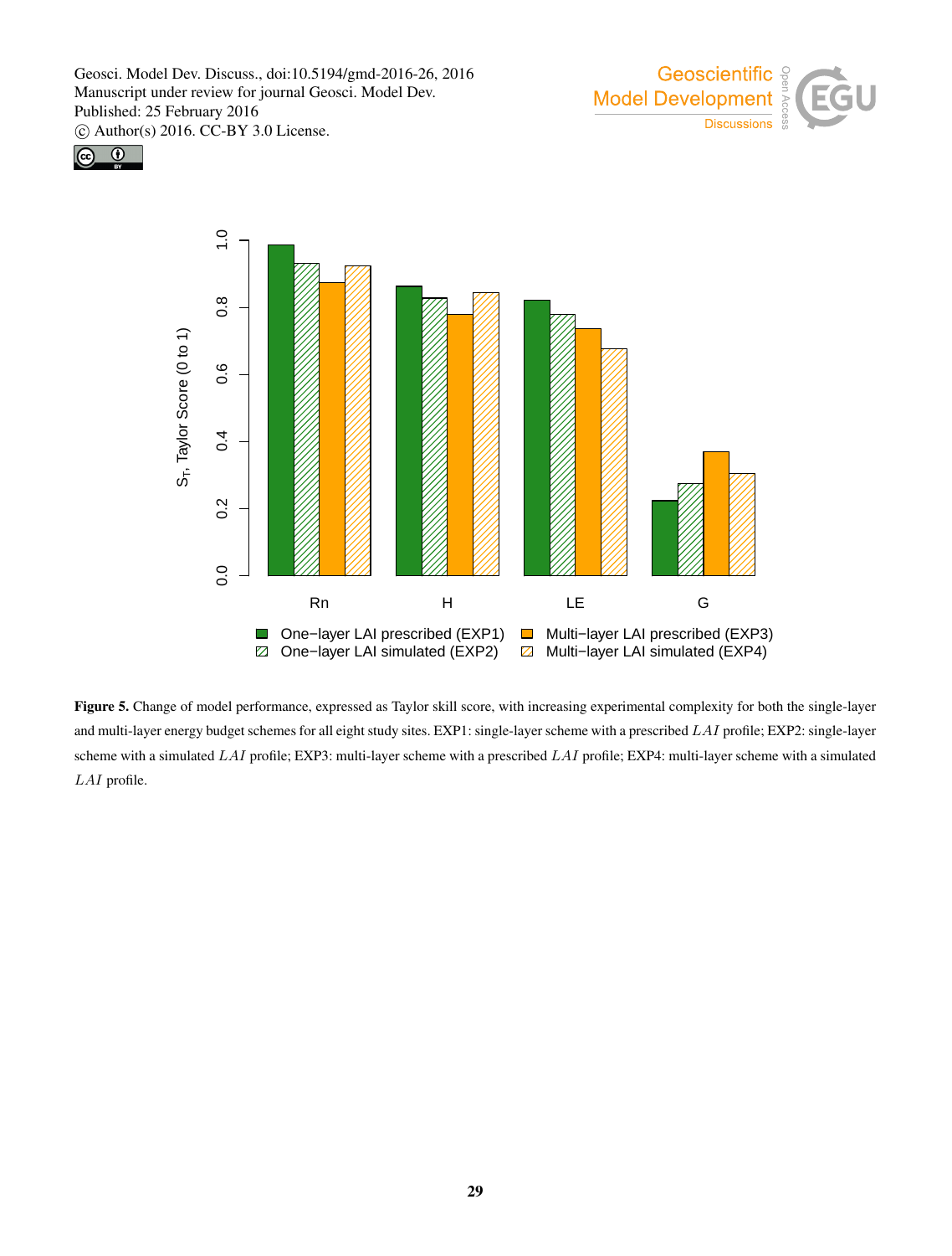**Figure 5.** Change of model performance, expressed as Taylor skill score, with increasing experimental complexity for both the single-layer and multi-layer energy budget schemes for all eight study sites. EXP1: single-layer scheme with a prescribed $LAI$ profile; EXP2: single-layer scheme with a simulated $LAI$ profile; EXP3: multi-layer scheme with a prescribed $LAI$ profile; EXP4: multi-layer scheme with a simulated $LAI$ profile.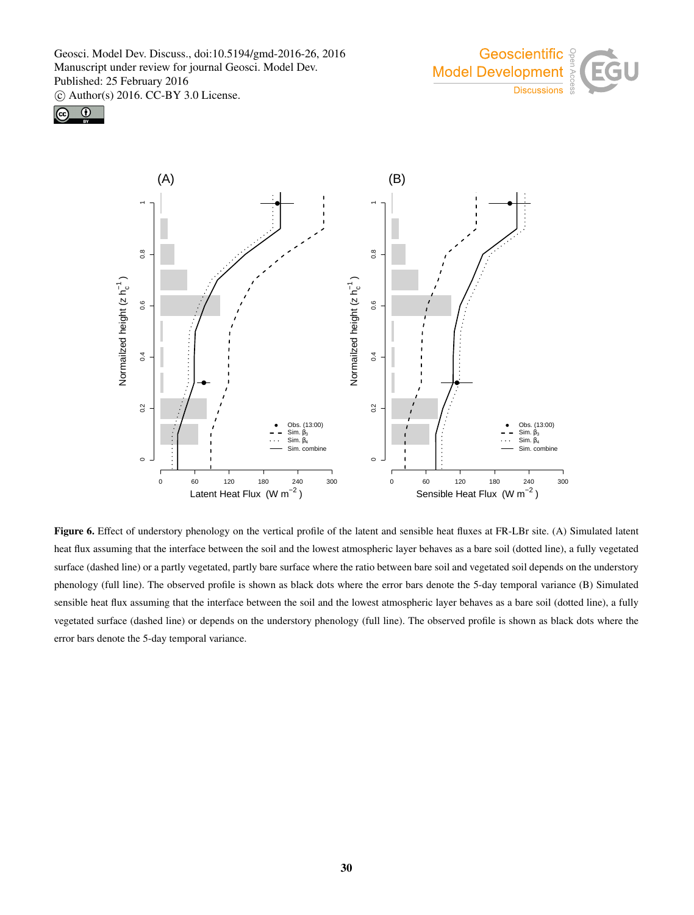**Figure 6.** Effect of understory phenology on the vertical profile of the latent and sensible heat fluxes at FR-LBr site. (A) Simulated latent heat flux assuming that the interface between the soil and the lowest atmospheric layer behaves as a bare soil (dotted line), a fully vegetated surface (dashed line) or a partly vegetated, partly bare surface where the ratio between bare soil and vegetated soil depends on the understory phenology (full line). The observed profile is shown as black dots where the error bars denote the 5-day temporal variance (B) Simulated sensible heat flux assuming that the interface between the soil and the lowest atmospheric layer behaves as a bare soil (dotted line), a fully vegetated surface (dashed line) or depends on the understory phenology (full line). The observed profile is shown as black dots where the error bars denote the 5-day temporal variance.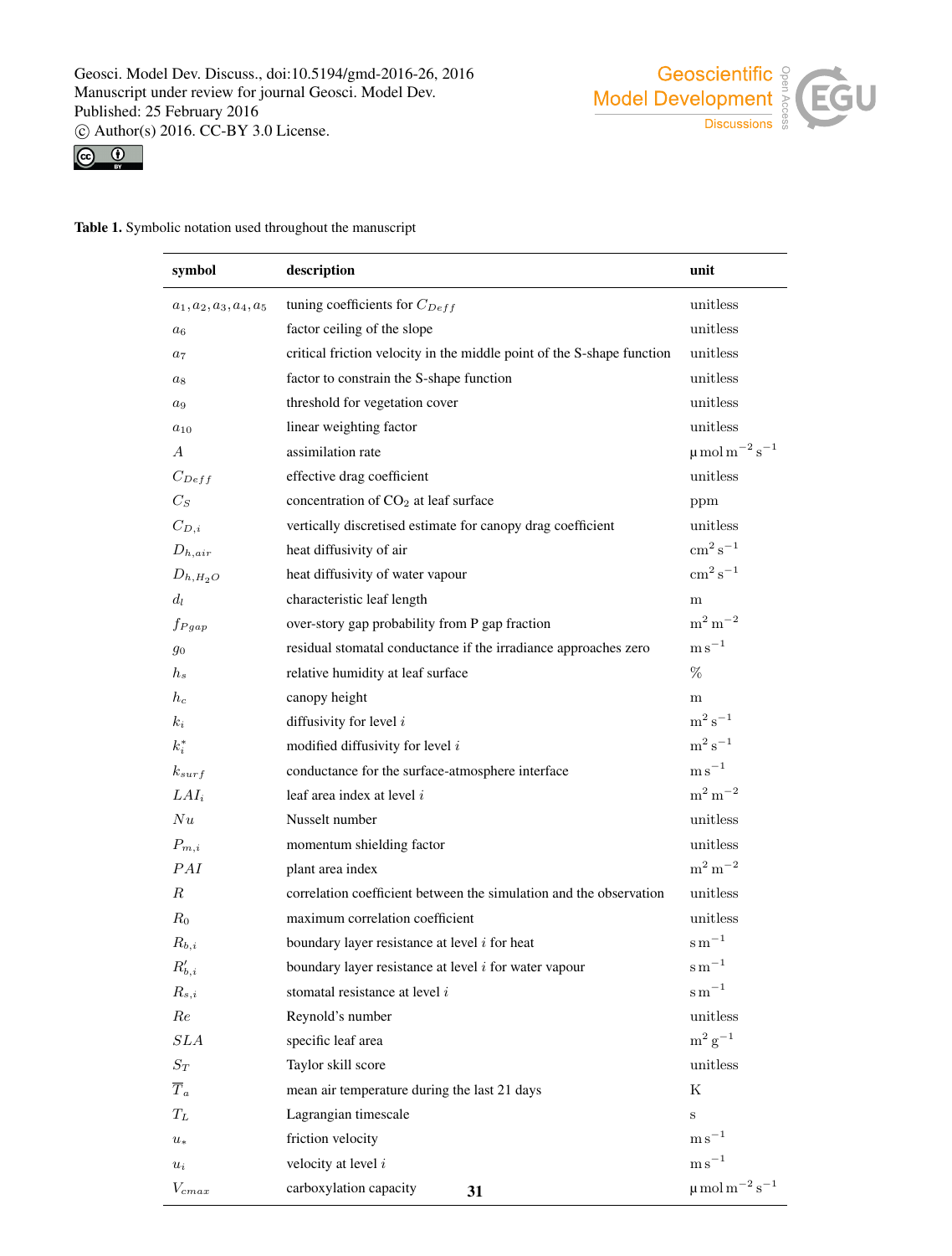**Table 1.** Symbolic notation used throughout the manuscript

| symbol | description | unit |
|---|---|---|
| $a_1, a_2, a_3, a_4, a_5$ | tuning coefficients for $C_{Deff}$ | unitless |
| $a_6$ | factor ceiling of the slope | unitless |
| $a_7$ | critical friction velocity in the middle point of the S-shape function | unitless |
| $a_8$ | factor to constrain the S-shape function | unitless |
| $a_9$ | threshold for vegetation cover | unitless |
| $a_{10}$ | linear weighting factor | unitless |
| $A$ | assimilation rate | $\mu\mathrm{mol\,m^{-2}\,s^{-1}}$ |
| $C_{Deff}$ | effective drag coefficient | unitless |
| $C_S$ | concentration of $CO_2$ at leaf surface | ppm |
| $C_{D,i}$ | vertically discretised estimate for canopy drag coefficient | unitless |
| $D_{h,air}$ | heat diffusivity of air | $\mathrm{cm^2\,s^{-1}}$ |
| $D_{h,H_2O}$ | heat diffusivity of water vapour | $\mathrm{cm^2\,s^{-1}}$ |
| $d_l$ | characteristic leaf length | m |
| $f_{Pgap}$ | over-story gap probability from P gap fraction | $\mathrm{m^2\,m^{-2}}$ |
| $g_0$ | residual stomatal conductance if the irradiance approaches zero | $\mathrm{m\,s^{-1}}$ |
| $h_s$ | relative humidity at leaf surface | % |
| $h_c$ | canopy height | m |
| $k_i$ | diffusivity for level $i$ | $\mathrm{m^2\,s^{-1}}$ |
| $k_i^*$ | modified diffusivity for level $i$ | $\mathrm{m^2\,s^{-1}}$ |
| $k_{surf}$ | conductance for the surface-atmosphere interface | $\mathrm{m\,s^{-1}}$ |
| $LAI_i$ | leaf area index at level $i$ | $\mathrm{m^2\,m^{-2}}$ |
| $Nu$ | Nusselt number | unitless |
| $P_{m,i}$ | momentum shielding factor | unitless |
| $PAI$ | plant area index | $\mathrm{m^2\,m^{-2}}$ |
| $R$ | correlation coefficient between the simulation and the observation | unitless |
| $R_0$ | maximum correlation coefficient | unitless |
| $R_{b,i}$ | boundary layer resistance at level $i$ for heat | $\mathrm{s\,m^{-1}}$ |
| $R'_{b,i}$ | boundary layer resistance at level $i$ for water vapour | $\mathrm{s\,m^{-1}}$ |
| $R_{s,i}$ | stomatal resistance at level $i$ | $\mathrm{s\,m^{-1}}$ |
| $Re$ | Reynold's number | unitless |
| $SLA$ | specific leaf area | $\mathrm{m^2\,g^{-1}}$ |
| $S_T$ | Taylor skill score | unitless |
| $\overline{T}_a$ | mean air temperature during the last 21 days | K |
| $T_L$ | Lagrangian timescale | s |
| $u_*$ | friction velocity | $\mathrm{m\,s^{-1}}$ |
| $u_i$ | velocity at level $i$ | $\mathrm{m\,s^{-1}}$ |
| $V_{cmax}$ | carboxylation capacity | $\mu\mathrm{mol\,m^{-2}\,s^{-1}}$ |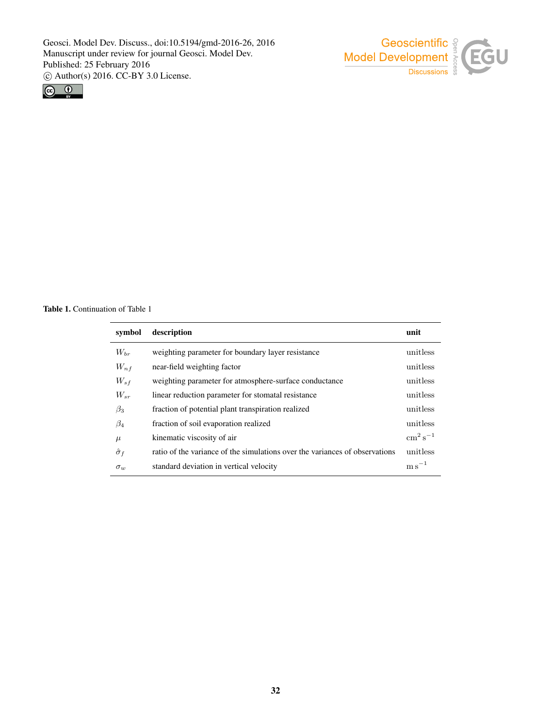**Table 1.** Continuation of Table 1

| symbol | description | unit |
|---|---|---|
| $W_{br}$ | weighting parameter for boundary layer resistance | unitless |
| $W_{nf}$ | near-field weighting factor | unitless |
| $W_{sf}$ | weighting parameter for atmosphere-surface conductance | unitless |
| $W_{sr}$ | linear reduction parameter for stomatal resistance | unitless |
| $\beta_3$ | fraction of potential plant transpiration realized | unitless |
| $\beta_4$ | fraction of soil evaporation realized | unitless |
| $\mu$ | kinematic viscosity of air | $\mathrm{cm^2\,s^{-1}}$ |
| $\hat{\sigma}_f$ | ratio of the variance of the simulations over the variances of observations | unitless |
| $\sigma_w$ | standard deviation in vertical velocity | $\mathrm{m\,s^{-1}}$ |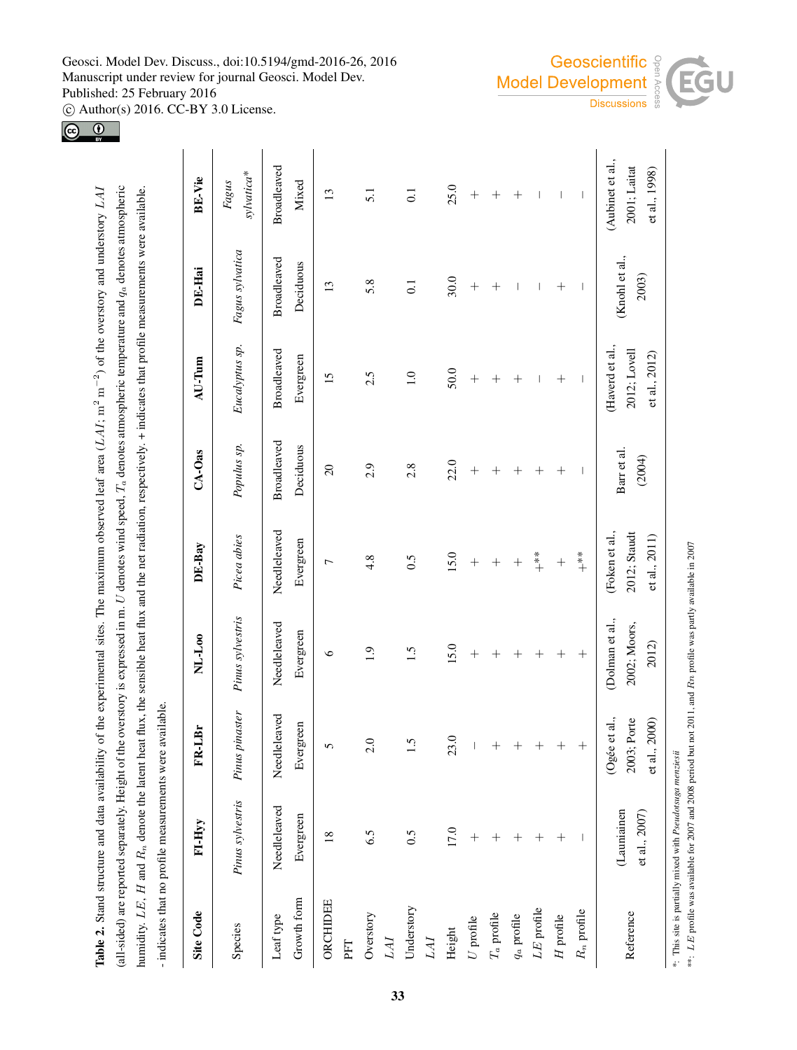**Table 2.** Stand structure and data availability of the experimental sites. The maximum observed leaf area ($LAI$; m$^2$ m$^{-2}$) of the overstory and understory $LAI$ (all-sided) are reported separately. Height of the overstory is expressed in m. $U$ denotes wind speed, $T_a$ denotes atmospheric temperature and $q_a$ denotes atmospheric humidity. $LE$, $H$ and $R_n$ denote the latent heat flux, the sensible heat flux and the net radiation, respectively. + indicates that profile measurements were available. - indicates that no profile measurements were available.

| Site Code | FI-Hyy | FR-LBr | NL-Loo | DE-Bay | CA-Oas | AU-Tum | DE-Hai | BE-Vie |
|---|---|---|---|---|---|---|---|---|
| Species | *Pinus sylvestris* | *Pinus pinaster* | *Pinus sylvestris* | *Picea abies* | *Populus sp.* | *Eucalyptus sp.* | *Fagus sylvatica* | *Fagus sylvatica*\* |
| Leaf type | Needleleaved | Needleleaved | Needleleaved | Needleleaved | Broadleaved | Broadleaved | Broadleaved | Broadleaved |
| Growth form | Evergreen | Evergreen | Evergreen | Evergreen | Deciduous | Evergreen | Deciduous | Mixed |
| ORCHIDEE PFT | 18 | 5 | 6 | 7 | 20 | 15 | 13 | 13 |
| Overstory $LAI$ | 6.5 | 2.0 | 1.9 | 4.8 | 2.9 | 2.5 | 5.8 | 5.1 |
| Understory $LAI$ | 0.5 | 1.5 | 1.5 | 0.5 | 2.8 | 1.0 | 0.1 | 0.1 |
| Height | 17.0 | 23.0 | 15.0 | 15.0 | 22.0 | 50.0 | 30.0 | 25.0 |
| $U$ profile | + | – | + | + | + | + | + | + |
| $T_a$ profile | + | + | + | + | + | + | + | + |
| $q_a$ profile | + | + | + | + | + | + | – | + |
| $LE$ profile | + | + | + | +\*\* | + | – | – | – |
| $H$ profile | + | + | + | + | + | + | + | – |
| $R_n$ profile | – | + | + | +\*\* | – | – | – | – |
| Reference | (Launiainen et al., 2007) | (Ogée et al., 2003; Porte et al., 2000) | (Dolman et al., 2002; Moors, 2012) | (Foken et al., 2012; Staudt et al., 2011) | Barr et al. (2004) | (Haverd et al., 2012; Lovell et al., 2012) | (Knohl et al., 2003) | (Aubinet et al., 2001; Laitat et al., 1998) |

\*: This site is partially mixed with *Pseudotsuga menziesii*

\*\*: $LE$ profile was available for 2007 and 2008 period but not 2011, and $Rn$ profile was partly available in 2007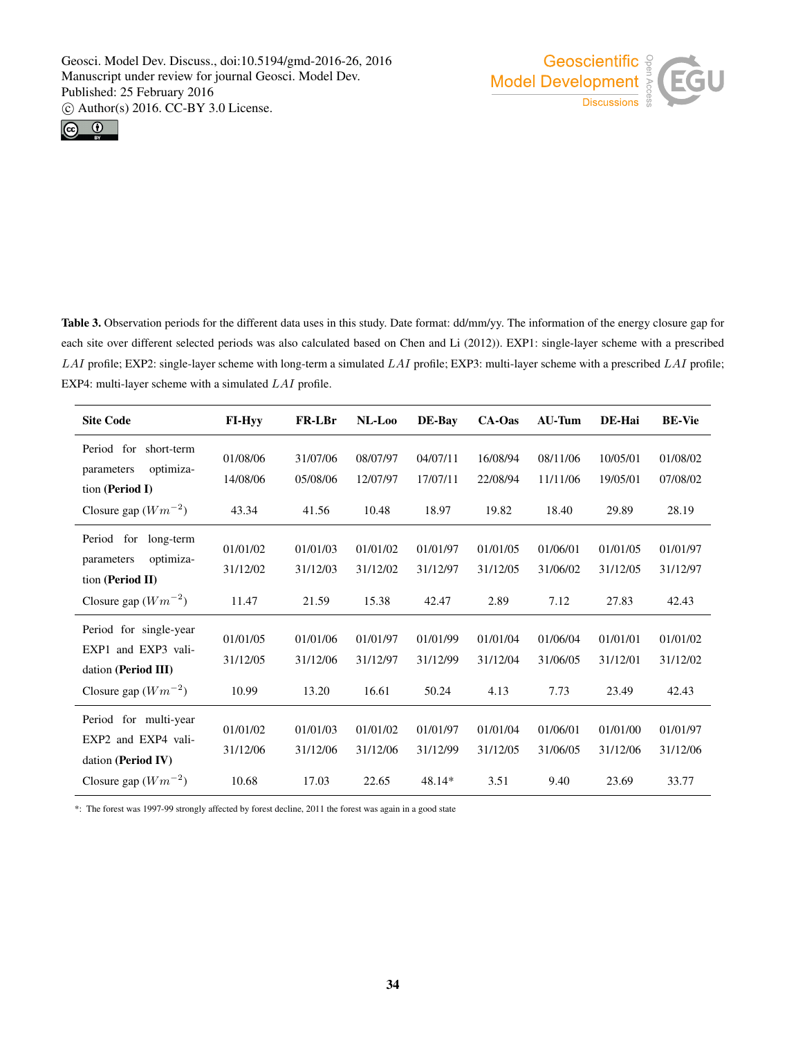**Table 3.** Observation periods for the different data uses in this study. Date format: dd/mm/yy. The information of the energy closure gap for each site over different selected periods was also calculated based on Chen and Li (2012)). EXP1: single-layer scheme with a prescribed $LAI$ profile; EXP2: single-layer scheme with long-term a simulated $LAI$ profile; EXP3: multi-layer scheme with a prescribed $LAI$ profile; EXP4: multi-layer scheme with a simulated $LAI$ profile.

| Site Code | FI-Hyy | FR-LBr | NL-Loo | DE-Bay | CA-Oas | AU-Tum | DE-Hai | BE-Vie |
|---|---|---|---|---|---|---|---|---|
| Period for short-term parameters optimization **(Period I)** | 01/08/06 14/08/06 | 31/07/06 05/08/06 | 08/07/97 12/07/97 | 04/07/11 17/07/11 | 16/08/94 22/08/94 | 08/11/06 11/11/06 | 10/05/01 19/05/01 | 01/08/02 07/08/02 |
| Closure gap ($Wm^{-2}$) | 43.34 | 41.56 | 10.48 | 18.97 | 19.82 | 18.40 | 29.89 | 28.19 |
| Period for long-term parameters optimization **(Period II)** | 01/01/02 31/12/02 | 01/01/03 31/12/03 | 01/01/02 31/12/02 | 01/01/97 31/12/97 | 01/01/05 31/12/05 | 01/06/01 31/06/02 | 01/01/05 31/12/05 | 01/01/97 31/12/97 |
| Closure gap ($Wm^{-2}$) | 11.47 | 21.59 | 15.38 | 42.47 | 2.89 | 7.12 | 27.83 | 42.43 |
| Period for single-year EXP1 and EXP3 validation **(Period III)** | 01/01/05 31/12/05 | 01/01/06 31/12/06 | 01/01/97 31/12/97 | 01/01/99 31/12/99 | 01/01/04 31/12/04 | 01/06/04 31/06/05 | 01/01/01 31/12/01 | 01/01/02 31/12/02 |
| Closure gap ($Wm^{-2}$) | 10.99 | 13.20 | 16.61 | 50.24 | 4.13 | 7.73 | 23.49 | 42.43 |
| Period for multi-year EXP2 and EXP4 validation **(Period IV)** | 01/01/02 31/12/06 | 01/01/03 31/12/06 | 01/01/02 31/12/06 | 01/01/97 31/12/99 | 01/01/04 31/12/05 | 01/06/01 31/06/05 | 01/01/00 31/12/06 | 01/01/97 31/12/06 |
| Closure gap ($Wm^{-2}$) | 10.68 | 17.03 | 22.65 | 48.14* | 3.51 | 9.40 | 23.69 | 33.77 |

*: The forest was 1997-99 strongly affected by forest decline, 2011 the forest was again in a good state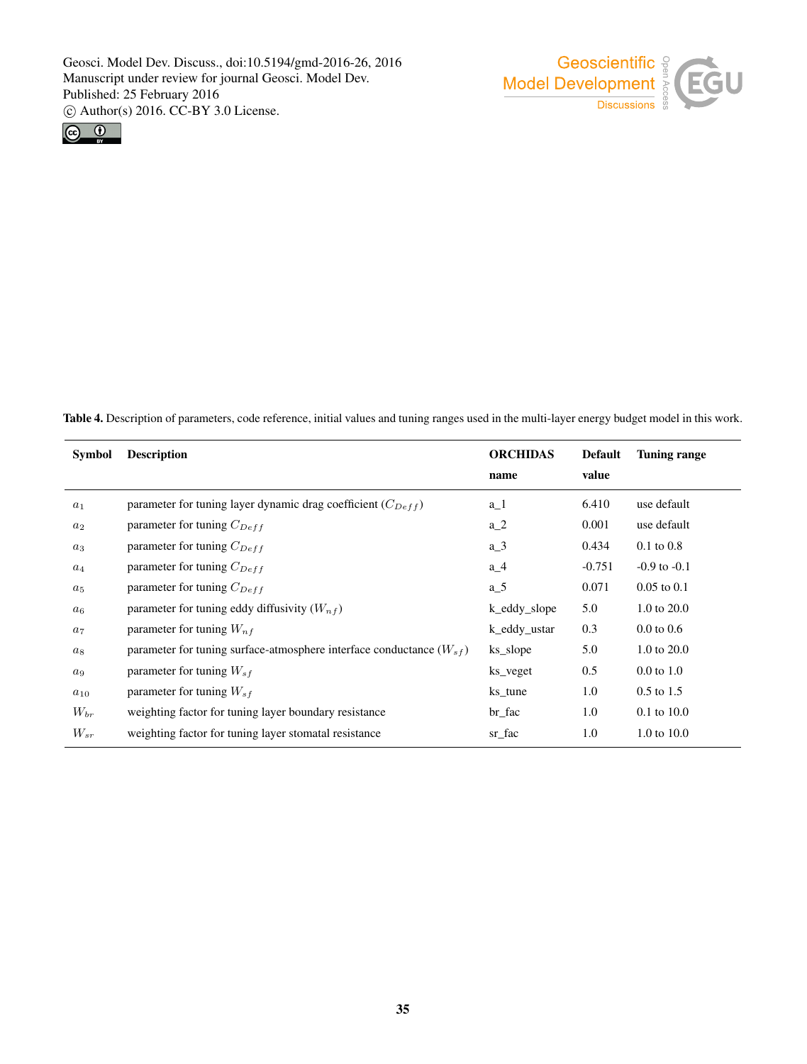**Table 4.** Description of parameters, code reference, initial values and tuning ranges used in the multi-layer energy budget model in this work.

| Symbol | Description | ORCHIDAS name | Default value | Tuning range |
|---|---|---|---|---|
| $a_1$ | parameter for tuning layer dynamic drag coefficient ($C_{Deff}$) | a_1 | 6.410 | use default |
| $a_2$ | parameter for tuning $C_{Deff}$ | a_2 | 0.001 | use default |
| $a_3$ | parameter for tuning $C_{Deff}$ | a_3 | 0.434 | 0.1 to 0.8 |
| $a_4$ | parameter for tuning $C_{Deff}$ | a_4 | -0.751 | -0.9 to -0.1 |
| $a_5$ | parameter for tuning $C_{Deff}$ | a_5 | 0.071 | 0.05 to 0.1 |
| $a_6$ | parameter for tuning eddy diffusivity ($W_{nf}$) | k_eddy_slope | 5.0 | 1.0 to 20.0 |
| $a_7$ | parameter for tuning $W_{nf}$ | k_eddy_ustar | 0.3 | 0.0 to 0.6 |
| $a_8$ | parameter for tuning surface-atmosphere interface conductance ($W_{sf}$) | ks_slope | 5.0 | 1.0 to 20.0 |
| $a_9$ | parameter for tuning $W_{sf}$ | ks_veget | 0.5 | 0.0 to 1.0 |
| $a_{10}$ | parameter for tuning $W_{sf}$ | ks_tune | 1.0 | 0.5 to 1.5 |
| $W_{br}$ | weighting factor for tuning layer boundary resistance | br_fac | 1.0 | 0.1 to 10.0 |
| $W_{sr}$ | weighting factor for tuning layer stomatal resistance | sr_fac | 1.0 | 1.0 to 10.0 |